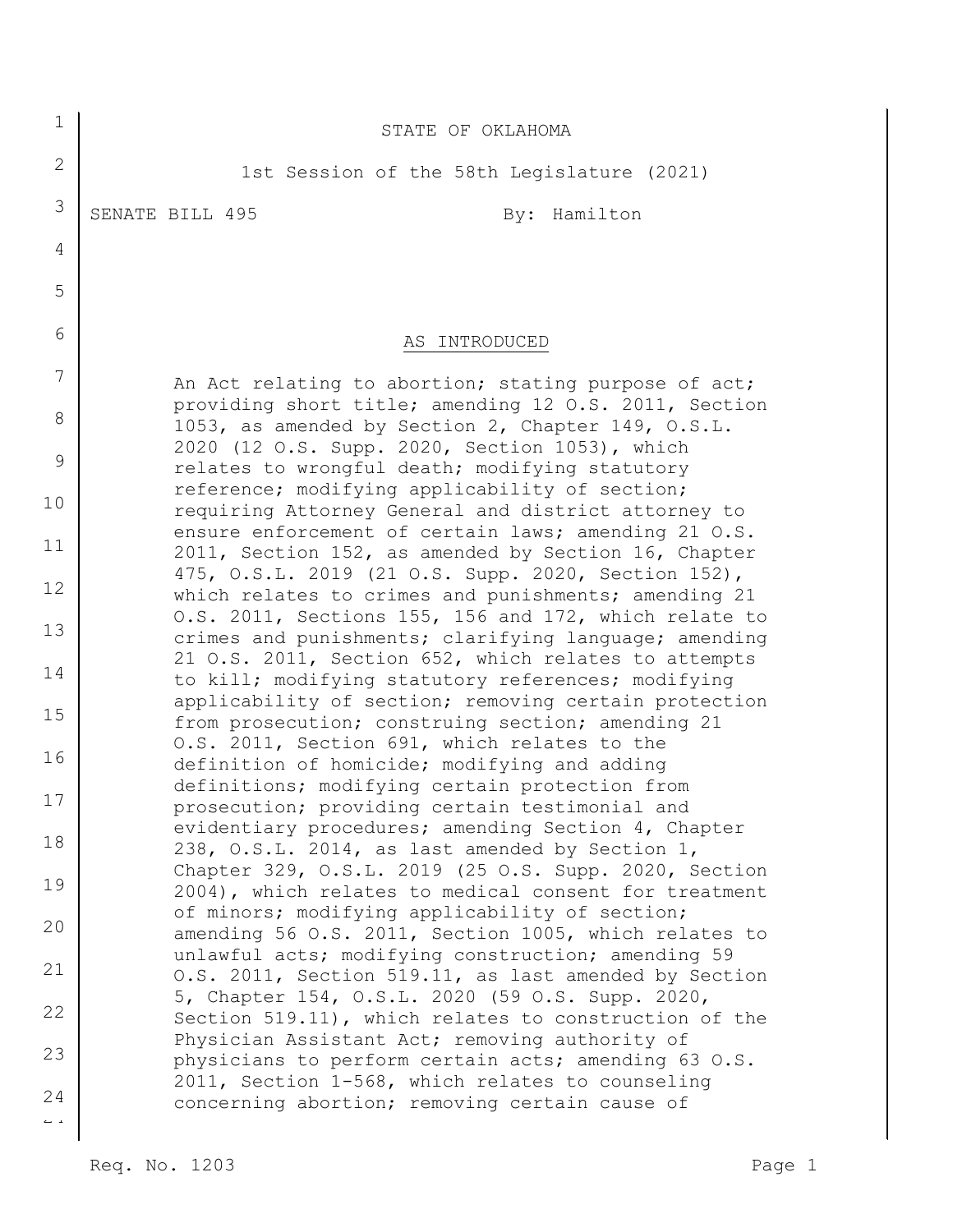STATE OF OKLAHOMA

1st Session of the 58th Legislature (2021)

SENATE BILL 495 By: Hamilton

AS INTRODUCED

An Act relating to abortion; stating purpose of act; providing short title; amending 12 O.S. 2011, Section 1053, as amended by Section 2, Chapter 149, O.S.L. 2020 (12 O.S. Supp. 2020, Section 1053), which relates to wrongful death; modifying statutory reference; modifying applicability of section; requiring Attorney General and district attorney to ensure enforcement of certain laws; amending 21 O.S. 2011, Section 152, as amended by Section 16, Chapter 475, O.S.L. 2019 (21 O.S. Supp. 2020, Section 152), which relates to crimes and punishments; amending 21 O.S. 2011, Sections 155, 156 and 172, which relate to crimes and punishments; clarifying language; amending 21 O.S. 2011, Section 652, which relates to attempts to kill; modifying statutory references; modifying applicability of section; removing certain protection from prosecution; construing section; amending 21 O.S. 2011, Section 691, which relates to the definition of homicide; modifying and adding definitions; modifying certain protection from prosecution; providing certain testimonial and evidentiary procedures; amending Section 4, Chapter 238, O.S.L. 2014, as last amended by Section 1, Chapter 329, O.S.L. 2019 (25 O.S. Supp. 2020, Section 2004), which relates to medical consent for treatment of minors; modifying applicability of section; amending 56 O.S. 2011, Section 1005, which relates to unlawful acts; modifying construction; amending 59 O.S. 2011, Section 519.11, as last amended by Section 5, Chapter 154, O.S.L. 2020 (59 O.S. Supp. 2020, Section 519.11), which relates to construction of the Physician Assistant Act; removing authority of physicians to perform certain acts; amending 63 O.S. 2011, Section 1-568, which relates to counseling concerning abortion; removing certain cause of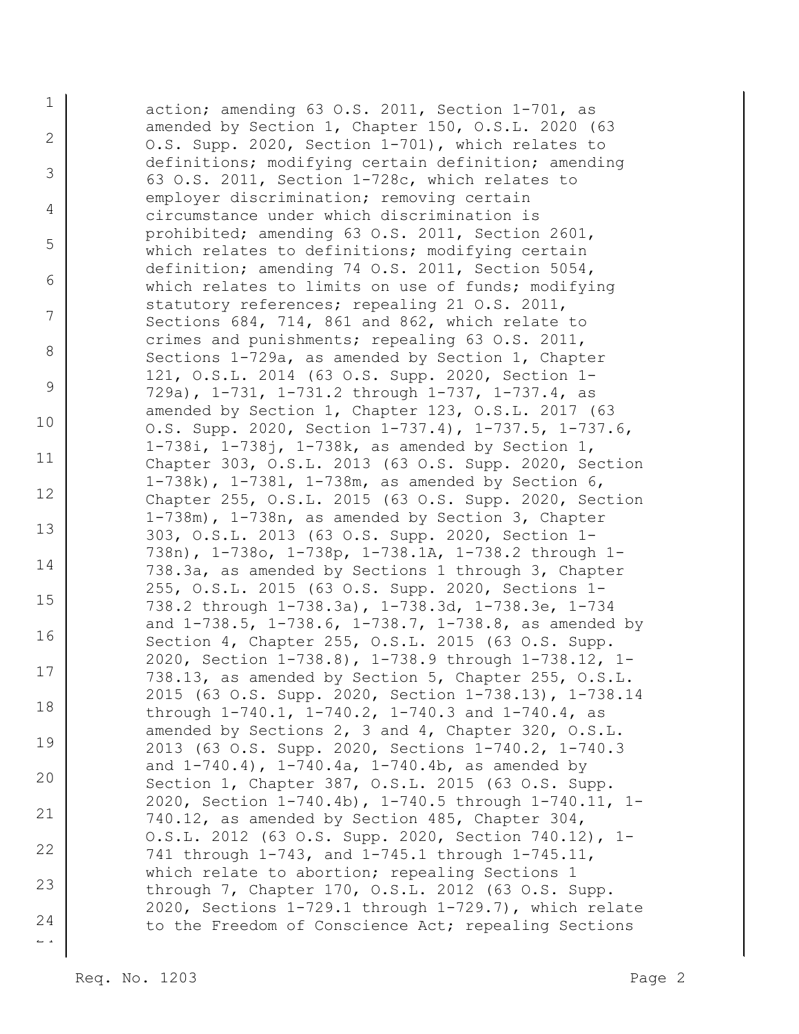action; amending 63 O.S. 2011, Section 1-701, as amended by Section 1, Chapter 150, O.S.L. 2020 (63 O.S. Supp. 2020, Section 1-701), which relates to definitions; modifying certain definition; amending 63 O.S. 2011, Section 1-728c, which relates to employer discrimination; removing certain circumstance under which discrimination is prohibited; amending 63 O.S. 2011, Section 2601, which relates to definitions; modifying certain definition; amending 74 O.S. 2011, Section 5054, which relates to limits on use of funds; modifying statutory references; repealing 21 O.S. 2011, Sections 684, 714, 861 and 862, which relate to crimes and punishments; repealing 63 O.S. 2011, Sections 1-729a, as amended by Section 1, Chapter 121, O.S.L. 2014 (63 O.S. Supp. 2020, Section 1-729a), 1-731, 1-731.2 through 1-737, 1-737.4, as amended by Section 1, Chapter 123, O.S.L. 2017 (63 O.S. Supp. 2020, Section 1-737.4), 1-737.5, 1-737.6, 1-738i, 1-738j, 1-738k, as amended by Section 1, Chapter 303, O.S.L. 2013 (63 O.S. Supp. 2020, Section 1-738k), 1-738l, 1-738m, as amended by Section 6, Chapter 255, O.S.L. 2015 (63 O.S. Supp. 2020, Section 1-738m), 1-738n, as amended by Section 3, Chapter 303, O.S.L. 2013 (63 O.S. Supp. 2020, Section 1-738n), 1-738o, 1-738p, 1-738.1A, 1-738.2 through 1-738.3a, as amended by Sections 1 through 3, Chapter 255, O.S.L. 2015 (63 O.S. Supp. 2020, Sections 1-738.2 through 1-738.3a), 1-738.3d, 1-738.3e, 1-734 and 1-738.5, 1-738.6, 1-738.7, 1-738.8, as amended by Section 4, Chapter 255, O.S.L. 2015 (63 O.S. Supp. 2020, Section 1-738.8), 1-738.9 through 1-738.12, 1-738.13, as amended by Section 5, Chapter 255, O.S.L. 2015 (63 O.S. Supp. 2020, Section 1-738.13), 1-738.14 through 1-740.1, 1-740.2, 1-740.3 and 1-740.4, as amended by Sections 2, 3 and 4, Chapter 320, O.S.L. 2013 (63 O.S. Supp. 2020, Sections 1-740.2, 1-740.3 and 1-740.4), 1-740.4a, 1-740.4b, as amended by Section 1, Chapter 387, O.S.L. 2015 (63 O.S. Supp. 2020, Section 1-740.4b), 1-740.5 through 1-740.11, 1-740.12, as amended by Section 485, Chapter 304, O.S.L. 2012 (63 O.S. Supp. 2020, Section 740.12), 1-741 through 1-743, and 1-745.1 through 1-745.11, which relate to abortion; repealing Sections 1 through 7, Chapter 170, O.S.L. 2012 (63 O.S. Supp. 2020, Sections 1-729.1 through 1-729.7), which relate to the Freedom of Conscience Act; repealing Sections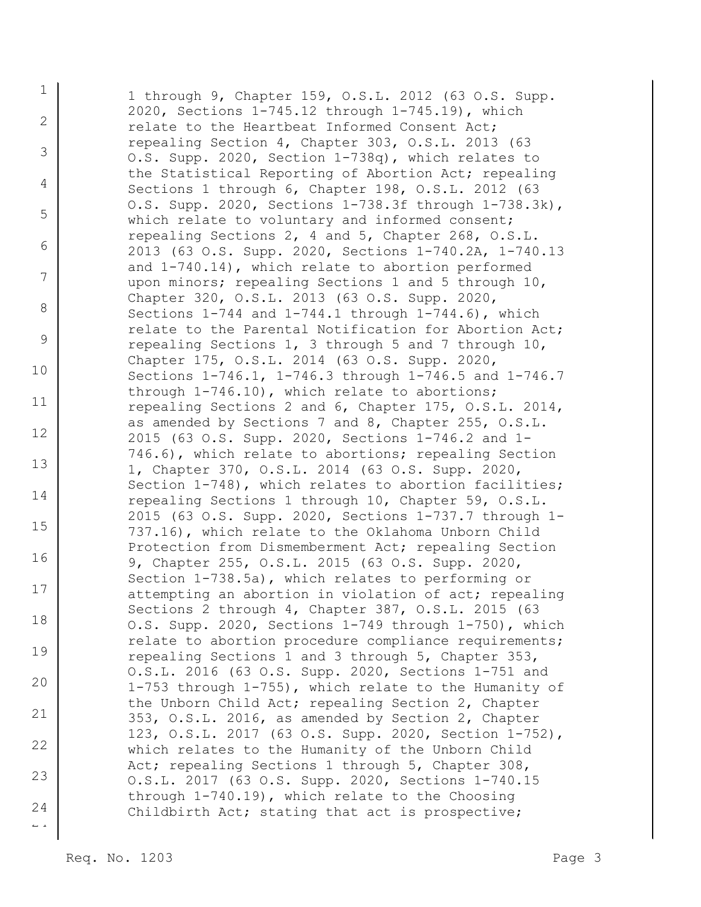1 through 9, Chapter 159, O.S.L. 2012 (63 O.S. Supp. 2020, Sections 1-745.12 through 1-745.19), which relate to the Heartbeat Informed Consent Act; repealing Section 4, Chapter 303, O.S.L. 2013 (63 O.S. Supp. 2020, Section 1-738q), which relates to the Statistical Reporting of Abortion Act; repealing Sections 1 through 6, Chapter 198, O.S.L. 2012 (63 O.S. Supp. 2020, Sections 1-738.3f through 1-738.3k), which relate to voluntary and informed consent; repealing Sections 2, 4 and 5, Chapter 268, O.S.L. 2013 (63 O.S. Supp. 2020, Sections 1-740.2A, 1-740.13 and 1-740.14), which relate to abortion performed upon minors; repealing Sections 1 and 5 through 10, Chapter 320, O.S.L. 2013 (63 O.S. Supp. 2020, Sections 1-744 and 1-744.1 through 1-744.6), which relate to the Parental Notification for Abortion Act; repealing Sections 1, 3 through 5 and 7 through 10, Chapter 175, O.S.L. 2014 (63 O.S. Supp. 2020, Sections 1-746.1, 1-746.3 through 1-746.5 and 1-746.7 through 1-746.10), which relate to abortions; repealing Sections 2 and 6, Chapter 175, O.S.L. 2014, as amended by Sections 7 and 8, Chapter 255, O.S.L. 2015 (63 O.S. Supp. 2020, Sections 1-746.2 and 1-746.6), which relate to abortions; repealing Section 1, Chapter 370, O.S.L. 2014 (63 O.S. Supp. 2020, Section 1-748), which relates to abortion facilities; repealing Sections 1 through 10, Chapter 59, O.S.L. 2015 (63 O.S. Supp. 2020, Sections 1-737.7 through 1-737.16), which relate to the Oklahoma Unborn Child Protection from Dismemberment Act; repealing Section 9, Chapter 255, O.S.L. 2015 (63 O.S. Supp. 2020, Section 1-738.5a), which relates to performing or attempting an abortion in violation of act; repealing Sections 2 through 4, Chapter 387, O.S.L. 2015 (63 O.S. Supp. 2020, Sections 1-749 through 1-750), which relate to abortion procedure compliance requirements; repealing Sections 1 and 3 through 5, Chapter 353, O.S.L. 2016 (63 O.S. Supp. 2020, Sections 1-751 and 1-753 through 1-755), which relate to the Humanity of the Unborn Child Act; repealing Section 2, Chapter 353, O.S.L. 2016, as amended by Section 2, Chapter 123, O.S.L. 2017 (63 O.S. Supp. 2020, Section 1-752), which relates to the Humanity of the Unborn Child Act; repealing Sections 1 through 5, Chapter 308, O.S.L. 2017 (63 O.S. Supp. 2020, Sections 1-740.15 through 1-740.19), which relate to the Choosing Childbirth Act; stating that act is prospective;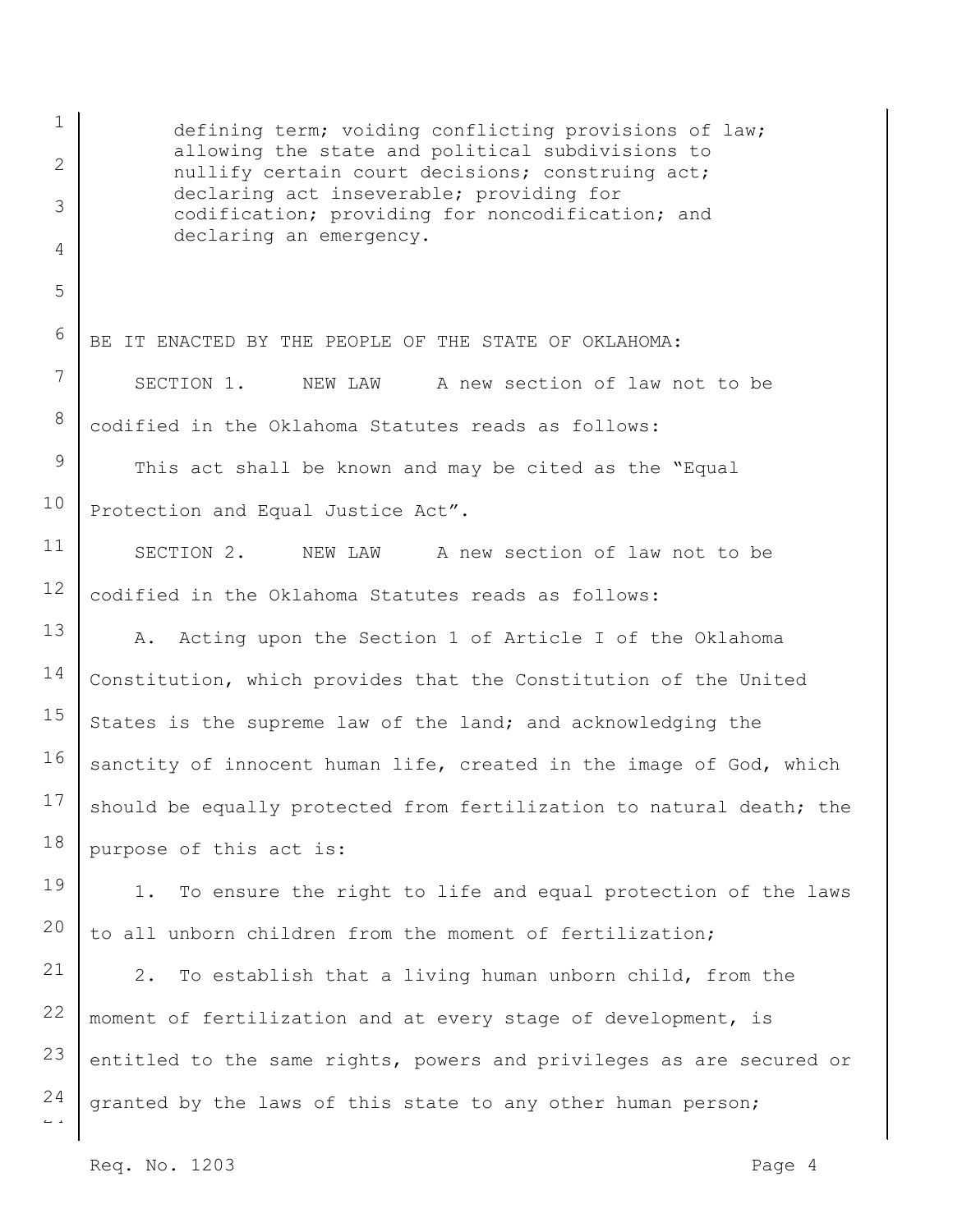defining term; voiding conflicting provisions of law; allowing the state and political subdivisions to nullify certain court decisions; construing act; declaring act inseverable; providing for codification; providing for noncodification; and declaring an emergency.

BE IT ENACTED BY THE PEOPLE OF THE STATE OF OKLAHOMA:

SECTION 1. NEW LAW A new section of law not to be codified in the Oklahoma Statutes reads as follows:

This act shall be known and may be cited as the "Equal Protection and Equal Justice Act".

SECTION 2. NEW LAW A new section of law not to be codified in the Oklahoma Statutes reads as follows:

A. Acting upon the Section 1 of Article I of the Oklahoma Constitution, which provides that the Constitution of the United States is the supreme law of the land; and acknowledging the sanctity of innocent human life, created in the image of God, which should be equally protected from fertilization to natural death; the purpose of this act is:

1. To ensure the right to life and equal protection of the laws to all unborn children from the moment of fertilization;

2. To establish that a living human unborn child, from the moment of fertilization and at every stage of development, is entitled to the same rights, powers and privileges as are secured or granted by the laws of this state to any other human person;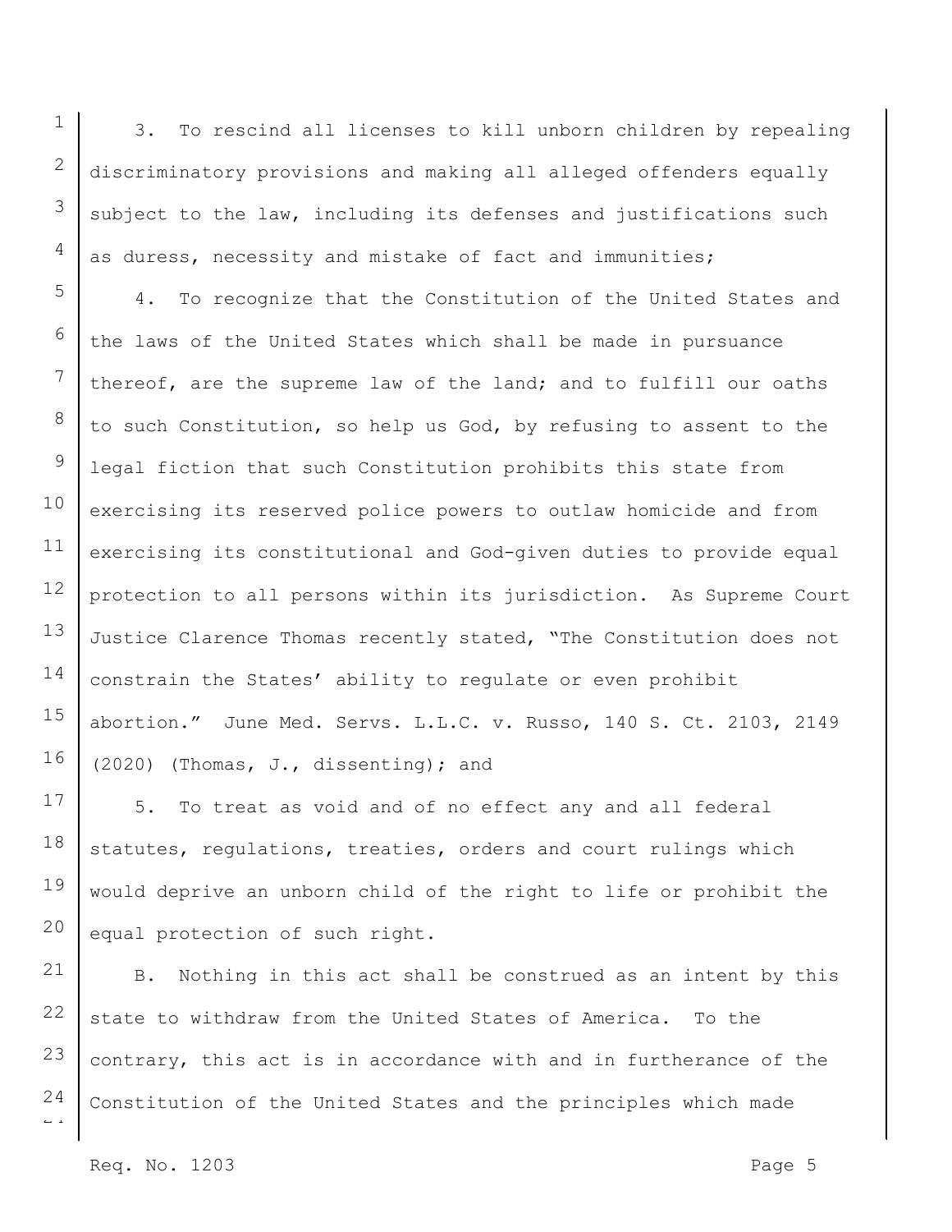3. To rescind all licenses to kill unborn children by repealing discriminatory provisions and making all alleged offenders equally subject to the law, including its defenses and justifications such as duress, necessity and mistake of fact and immunities;

4. To recognize that the Constitution of the United States and the laws of the United States which shall be made in pursuance thereof, are the supreme law of the land; and to fulfill our oaths to such Constitution, so help us God, by refusing to assent to the legal fiction that such Constitution prohibits this state from exercising its reserved police powers to outlaw homicide and from exercising its constitutional and God-given duties to provide equal protection to all persons within its jurisdiction. As Supreme Court Justice Clarence Thomas recently stated, "The Constitution does not constrain the States' ability to regulate or even prohibit abortion." June Med. Servs. L.L.C. v. Russo, 140 S. Ct. 2103, 2149 (2020) (Thomas, J., dissenting); and

5. To treat as void and of no effect any and all federal statutes, regulations, treaties, orders and court rulings which would deprive an unborn child of the right to life or prohibit the equal protection of such right.

B. Nothing in this act shall be construed as an intent by this state to withdraw from the United States of America. To the contrary, this act is in accordance with and in furtherance of the Constitution of the United States and the principles which made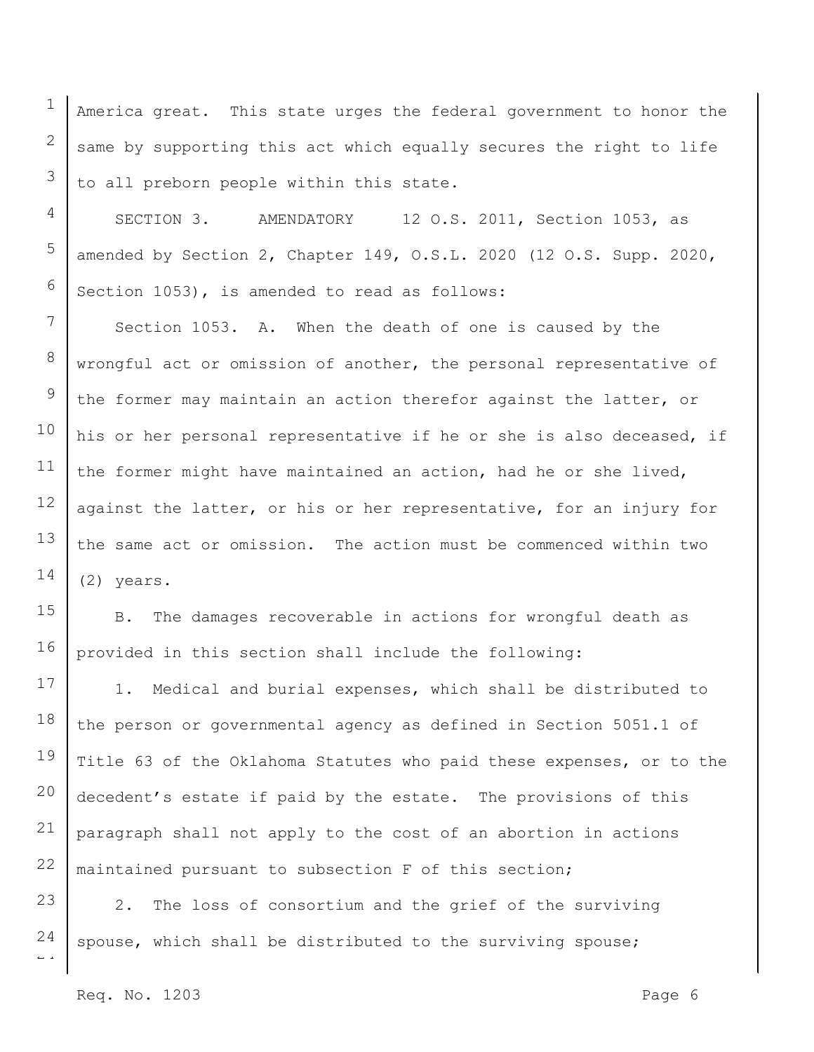America great. This state urges the federal government to honor the same by supporting this act which equally secures the right to life to all preborn people within this state.

SECTION 3. AMENDATORY 12 O.S. 2011, Section 1053, as amended by Section 2, Chapter 149, O.S.L. 2020 (12 O.S. Supp. 2020, Section 1053), is amended to read as follows:

Section 1053. A. When the death of one is caused by the wrongful act or omission of another, the personal representative of the former may maintain an action therefor against the latter, or his or her personal representative if he or she is also deceased, if the former might have maintained an action, had he or she lived, against the latter, or his or her representative, for an injury for the same act or omission. The action must be commenced within two (2) years.

B. The damages recoverable in actions for wrongful death as provided in this section shall include the following:

1. Medical and burial expenses, which shall be distributed to the person or governmental agency as defined in Section 5051.1 of Title 63 of the Oklahoma Statutes who paid these expenses, or to the decedent's estate if paid by the estate. The provisions of this paragraph shall not apply to the cost of an abortion in actions maintained pursuant to subsection F of this section;

2. The loss of consortium and the grief of the surviving spouse, which shall be distributed to the surviving spouse;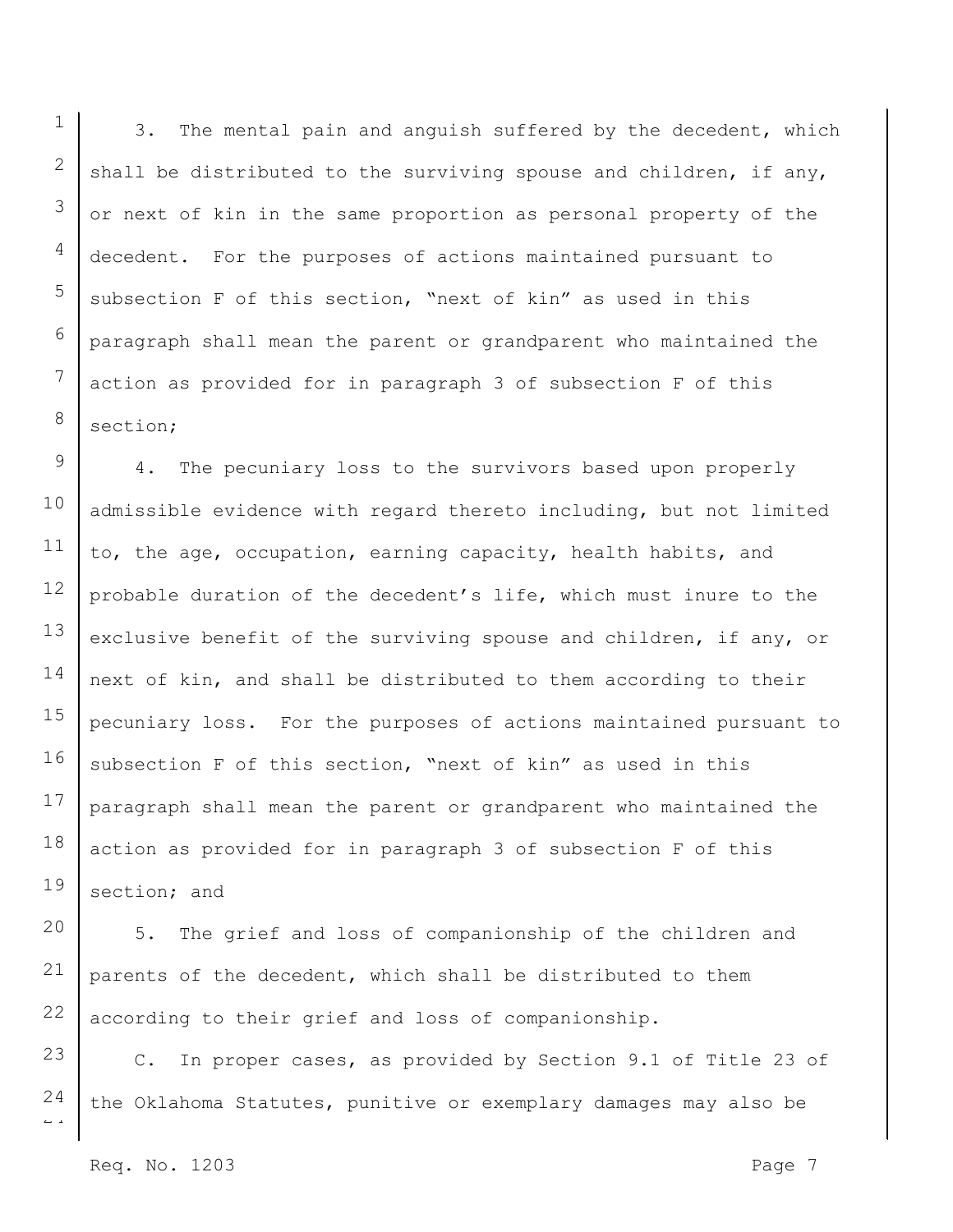3. The mental pain and anguish suffered by the decedent, which shall be distributed to the surviving spouse and children, if any, or next of kin in the same proportion as personal property of the decedent. For the purposes of actions maintained pursuant to subsection F of this section, "next of kin" as used in this paragraph shall mean the parent or grandparent who maintained the action as provided for in paragraph 3 of subsection F of this section;

4. The pecuniary loss to the survivors based upon properly admissible evidence with regard thereto including, but not limited to, the age, occupation, earning capacity, health habits, and probable duration of the decedent's life, which must inure to the exclusive benefit of the surviving spouse and children, if any, or next of kin, and shall be distributed to them according to their pecuniary loss. For the purposes of actions maintained pursuant to subsection F of this section, "next of kin" as used in this paragraph shall mean the parent or grandparent who maintained the action as provided for in paragraph 3 of subsection F of this section; and

5. The grief and loss of companionship of the children and parents of the decedent, which shall be distributed to them according to their grief and loss of companionship.

C. In proper cases, as provided by Section 9.1 of Title 23 of the Oklahoma Statutes, punitive or exemplary damages may also be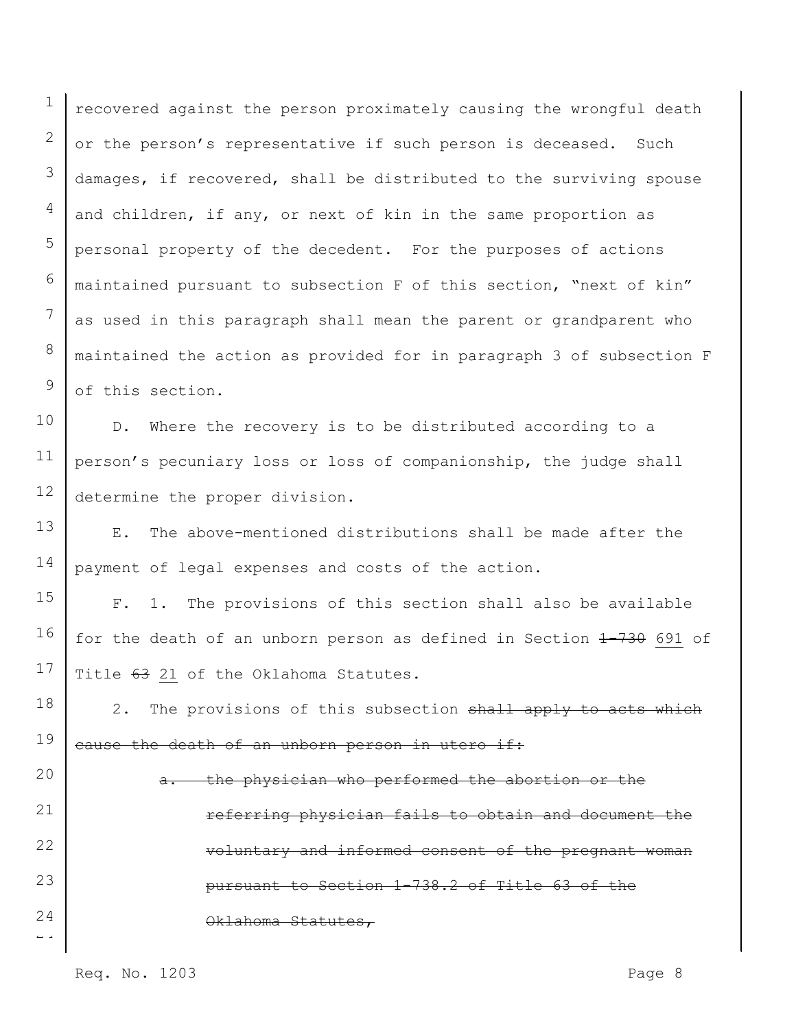recovered against the person proximately causing the wrongful death or the person's representative if such person is deceased. Such damages, if recovered, shall be distributed to the surviving spouse and children, if any, or next of kin in the same proportion as personal property of the decedent. For the purposes of actions maintained pursuant to subsection F of this section, "next of kin" as used in this paragraph shall mean the parent or grandparent who maintained the action as provided for in paragraph 3 of subsection F of this section.

D. Where the recovery is to be distributed according to a person's pecuniary loss or loss of companionship, the judge shall determine the proper division.

E. The above-mentioned distributions shall be made after the payment of legal expenses and costs of the action.

F. 1. The provisions of this section shall also be available for the death of an unborn person as defined in Section ~~1-730~~ <u>691</u> of Title ~~63~~ <u>21</u> of the Oklahoma Statutes.

2. The provisions of this subsection ~~shall apply to acts which cause the death of an unborn person in utero if:~~

~~a. the physician who performed the abortion or the referring physician fails to obtain and document the voluntary and informed consent of the pregnant woman pursuant to Section 1-738.2 of Title 63 of the Oklahoma Statutes,~~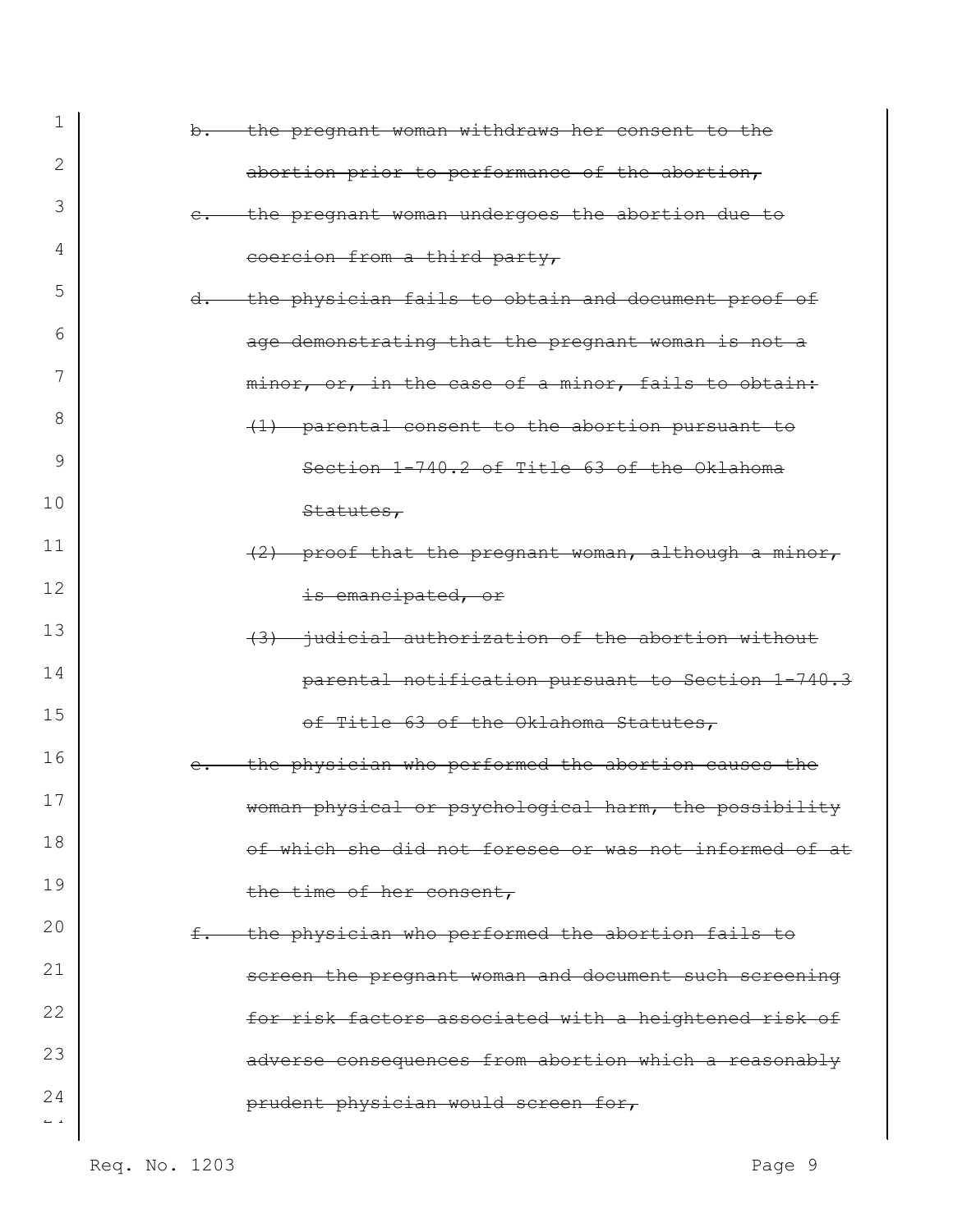~~b. the pregnant woman withdraws her consent to the abortion prior to performance of the abortion,~~

~~c. the pregnant woman undergoes the abortion due to coercion from a third party,~~

~~d. the physician fails to obtain and document proof of age demonstrating that the pregnant woman is not a minor, or, in the case of a minor, fails to obtain:~~

~~(1) parental consent to the abortion pursuant to Section 1-740.2 of Title 63 of the Oklahoma Statutes,~~

~~(2) proof that the pregnant woman, although a minor, is emancipated, or~~

~~(3) judicial authorization of the abortion without parental notification pursuant to Section 1-740.3 of Title 63 of the Oklahoma Statutes,~~

~~e. the physician who performed the abortion causes the woman physical or psychological harm, the possibility of which she did not foresee or was not informed of at the time of her consent,~~

~~f. the physician who performed the abortion fails to screen the pregnant woman and document such screening for risk factors associated with a heightened risk of adverse consequences from abortion which a reasonably prudent physician would screen for,~~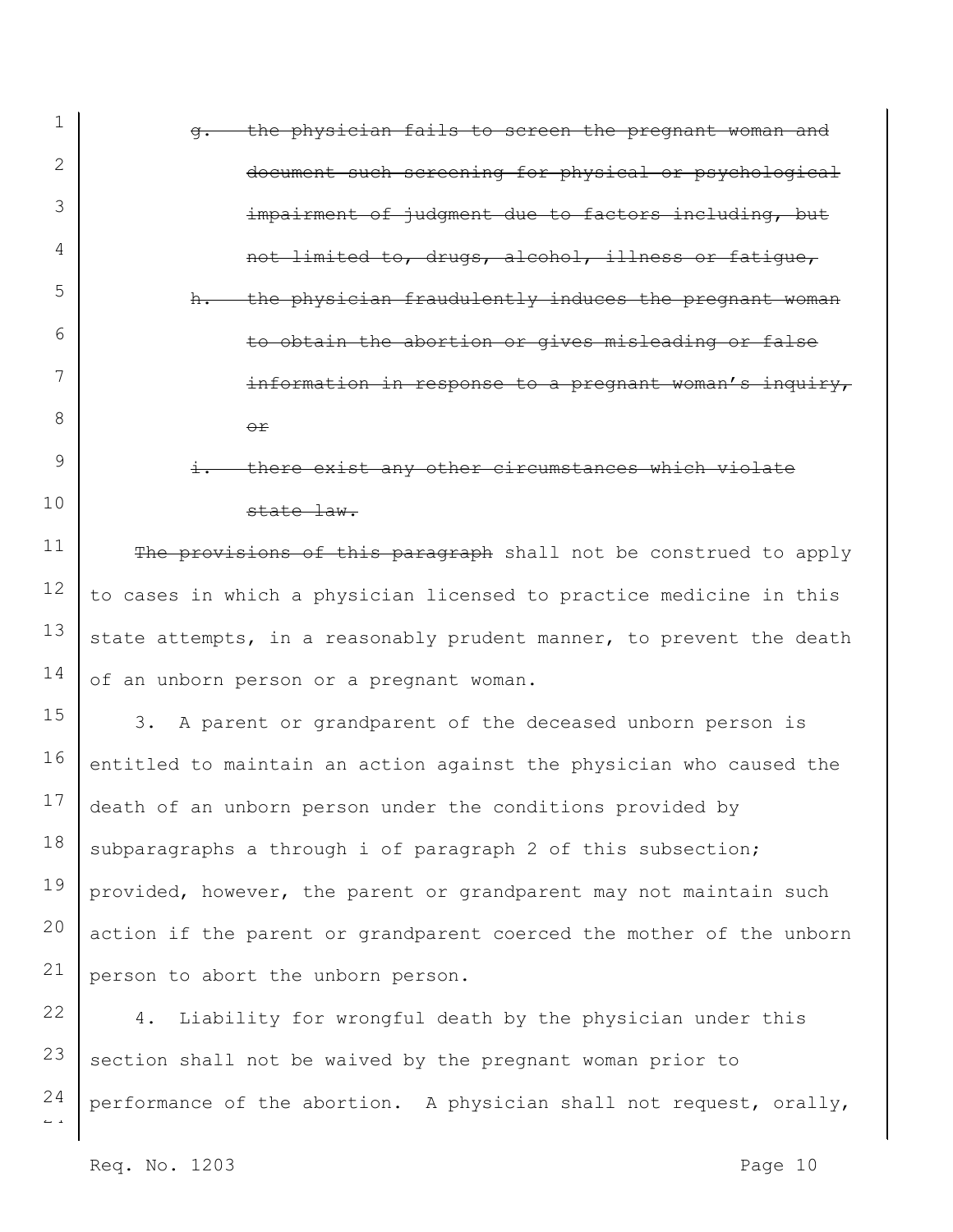~~g. the physician fails to screen the pregnant woman and document such screening for physical or psychological impairment of judgment due to factors including, but not limited to, drugs, alcohol, illness or fatigue,~~

~~h. the physician fraudulently induces the pregnant woman to obtain the abortion or gives misleading or false information in response to a pregnant woman's inquiry, or~~

~~i. there exist any other circumstances which violate state law.~~

~~The provisions of this paragraph~~ shall not be construed to apply to cases in which a physician licensed to practice medicine in this state attempts, in a reasonably prudent manner, to prevent the death of an unborn person or a pregnant woman.

3. A parent or grandparent of the deceased unborn person is entitled to maintain an action against the physician who caused the death of an unborn person under the conditions provided by subparagraphs a through i of paragraph 2 of this subsection; provided, however, the parent or grandparent may not maintain such action if the parent or grandparent coerced the mother of the unborn person to abort the unborn person.

4. Liability for wrongful death by the physician under this section shall not be waived by the pregnant woman prior to performance of the abortion. A physician shall not request, orally,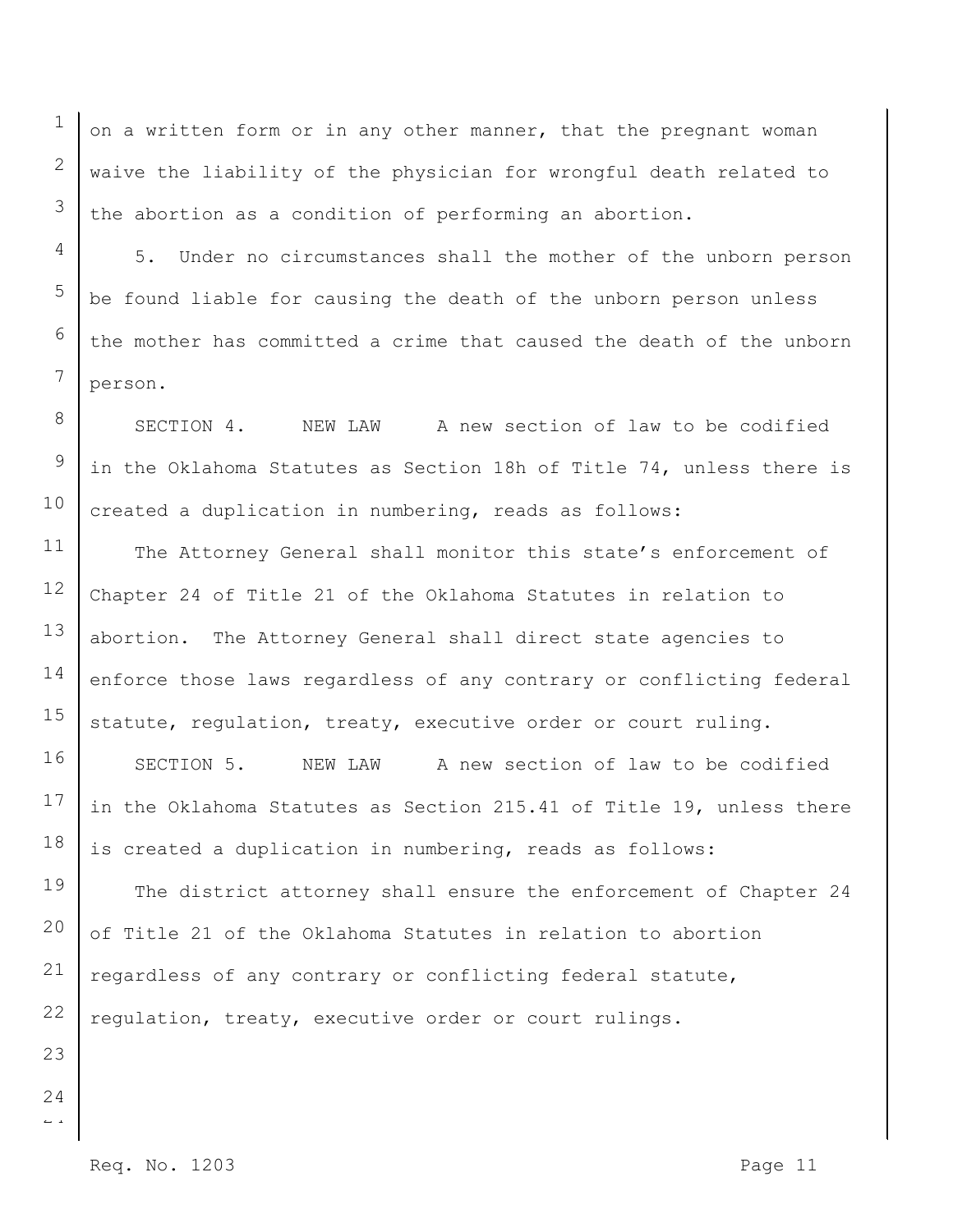on a written form or in any other manner, that the pregnant woman waive the liability of the physician for wrongful death related to the abortion as a condition of performing an abortion.

5. Under no circumstances shall the mother of the unborn person be found liable for causing the death of the unborn person unless the mother has committed a crime that caused the death of the unborn person.

SECTION 4. NEW LAW A new section of law to be codified in the Oklahoma Statutes as Section 18h of Title 74, unless there is created a duplication in numbering, reads as follows:

The Attorney General shall monitor this state's enforcement of Chapter 24 of Title 21 of the Oklahoma Statutes in relation to abortion. The Attorney General shall direct state agencies to enforce those laws regardless of any contrary or conflicting federal statute, regulation, treaty, executive order or court ruling.

SECTION 5. NEW LAW A new section of law to be codified in the Oklahoma Statutes as Section 215.41 of Title 19, unless there is created a duplication in numbering, reads as follows:

The district attorney shall ensure the enforcement of Chapter 24 of Title 21 of the Oklahoma Statutes in relation to abortion regardless of any contrary or conflicting federal statute, regulation, treaty, executive order or court rulings.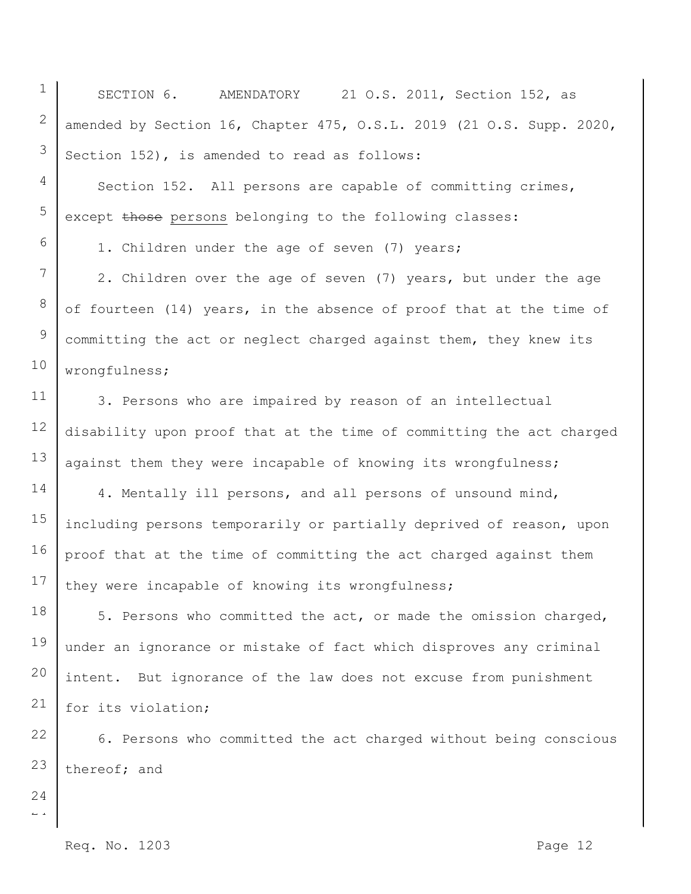SECTION 6. AMENDATORY 21 O.S. 2011, Section 152, as amended by Section 16, Chapter 475, O.S.L. 2019 (21 O.S. Supp. 2020, Section 152), is amended to read as follows:

Section 152. All persons are capable of committing crimes, except ~~those~~ persons belonging to the following classes:

1. Children under the age of seven (7) years;

2. Children over the age of seven (7) years, but under the age of fourteen (14) years, in the absence of proof that at the time of committing the act or neglect charged against them, they knew its wrongfulness;

3. Persons who are impaired by reason of an intellectual disability upon proof that at the time of committing the act charged against them they were incapable of knowing its wrongfulness;

4. Mentally ill persons, and all persons of unsound mind, including persons temporarily or partially deprived of reason, upon proof that at the time of committing the act charged against them they were incapable of knowing its wrongfulness;

5. Persons who committed the act, or made the omission charged, under an ignorance or mistake of fact which disproves any criminal intent. But ignorance of the law does not excuse from punishment for its violation;

6. Persons who committed the act charged without being conscious thereof; and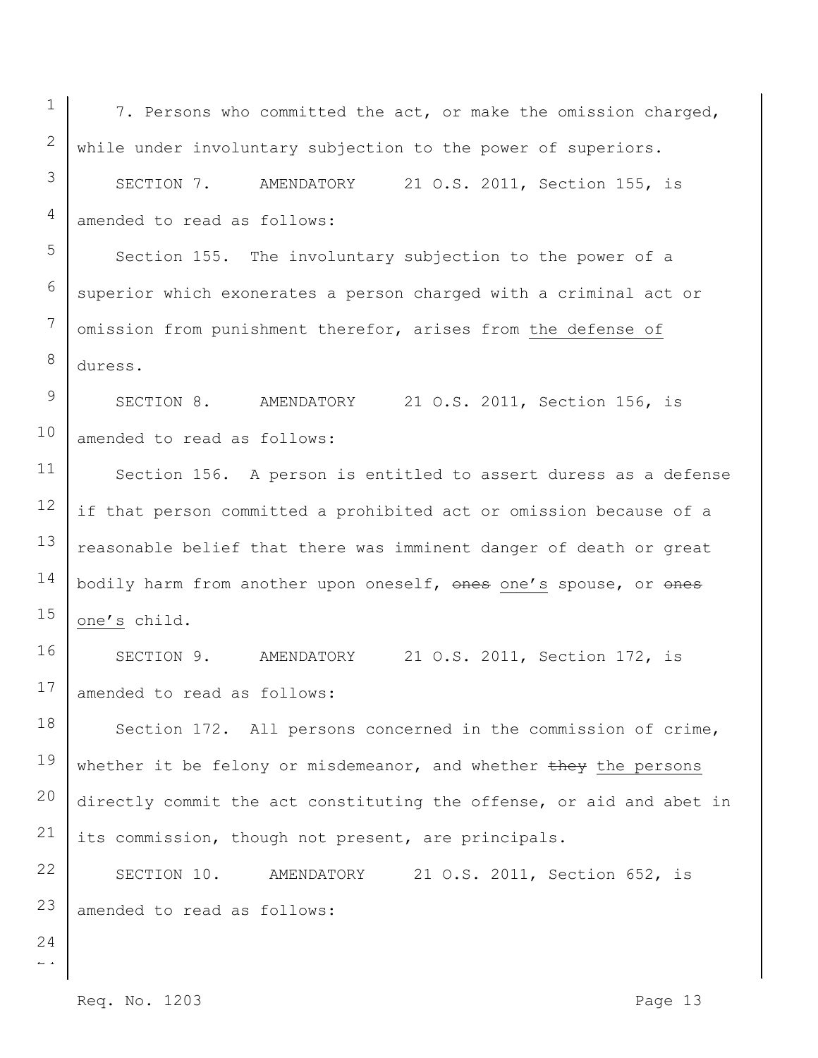7. Persons who committed the act, or make the omission charged, while under involuntary subjection to the power of superiors.

SECTION 7. AMENDATORY 21 O.S. 2011, Section 155, is amended to read as follows:

Section 155. The involuntary subjection to the power of a superior which exonerates a person charged with a criminal act or omission from punishment therefor, arises from <u>the defense of</u> duress.

SECTION 8. AMENDATORY 21 O.S. 2011, Section 156, is amended to read as follows:

Section 156. A person is entitled to assert duress as a defense if that person committed a prohibited act or omission because of a reasonable belief that there was imminent danger of death or great bodily harm from another upon oneself, ~~ones~~ <u>one's</u> spouse, or ~~ones~~ <u>one's</u> child.

SECTION 9. AMENDATORY 21 O.S. 2011, Section 172, is amended to read as follows:

Section 172. All persons concerned in the commission of crime, whether it be felony or misdemeanor, and whether ~~they~~ <u>the persons</u> directly commit the act constituting the offense, or aid and abet in its commission, though not present, are principals.

SECTION 10. AMENDATORY 21 O.S. 2011, Section 652, is amended to read as follows: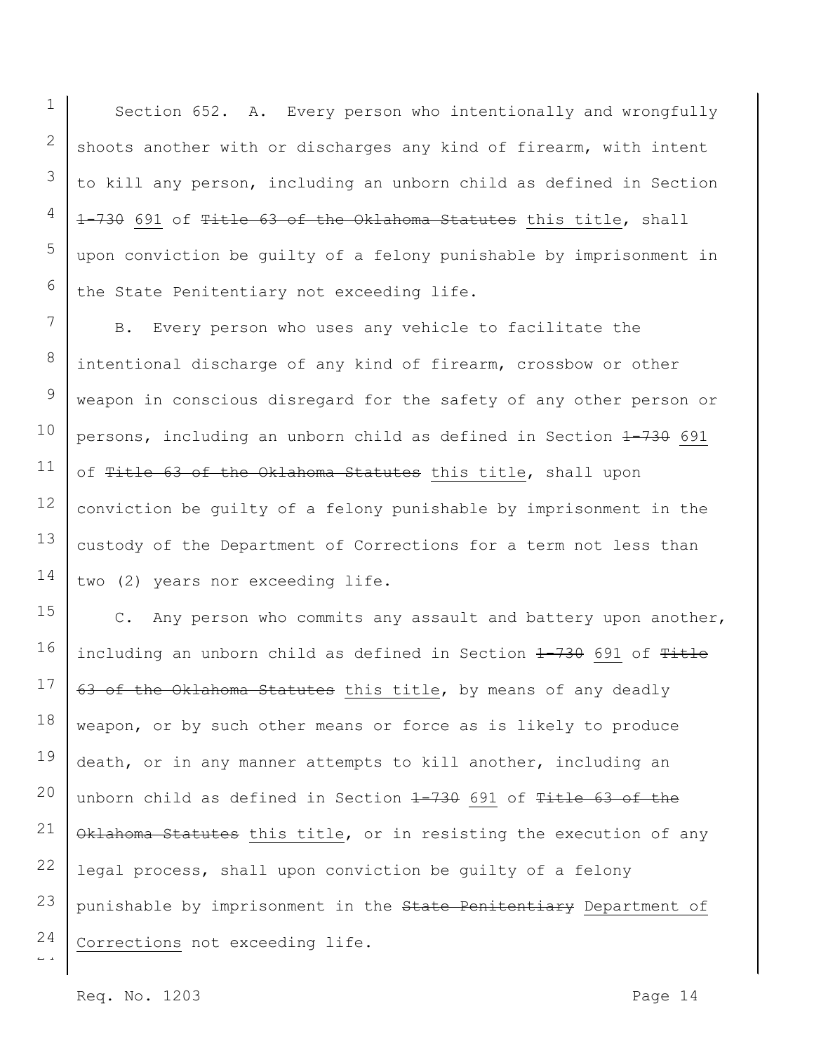Section 652. A. Every person who intentionally and wrongfully shoots another with or discharges any kind of firearm, with intent to kill any person, including an unborn child as defined in Section ~~1-730~~ 691 of ~~Title 63 of the Oklahoma Statutes~~ this title, shall upon conviction be guilty of a felony punishable by imprisonment in the State Penitentiary not exceeding life.

B. Every person who uses any vehicle to facilitate the intentional discharge of any kind of firearm, crossbow or other weapon in conscious disregard for the safety of any other person or persons, including an unborn child as defined in Section ~~1-730~~ 691 of ~~Title 63 of the Oklahoma Statutes~~ this title, shall upon conviction be guilty of a felony punishable by imprisonment in the custody of the Department of Corrections for a term not less than two (2) years nor exceeding life.

C. Any person who commits any assault and battery upon another, including an unborn child as defined in Section ~~1-730~~ 691 of ~~Title 63 of the Oklahoma Statutes~~ this title, by means of any deadly weapon, or by such other means or force as is likely to produce death, or in any manner attempts to kill another, including an unborn child as defined in Section ~~1-730~~ 691 of ~~Title 63 of the Oklahoma Statutes~~ this title, or in resisting the execution of any legal process, shall upon conviction be guilty of a felony punishable by imprisonment in the ~~State Penitentiary~~ Department of Corrections not exceeding life.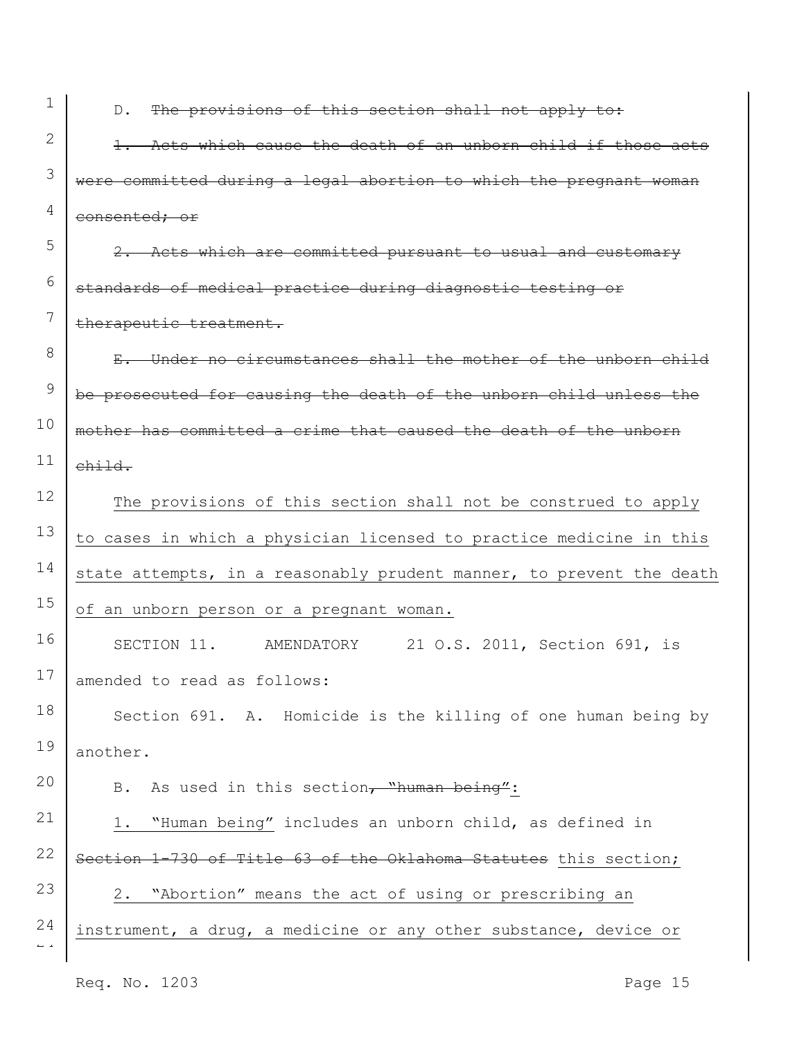D. ~~The provisions of this section shall not apply to:~~

~~1. Acts which cause the death of an unborn child if those acts were committed during a legal abortion to which the pregnant woman consented; or~~

~~2. Acts which are committed pursuant to usual and customary standards of medical practice during diagnostic testing or therapeutic treatment.~~

~~E. Under no circumstances shall the mother of the unborn child be prosecuted for causing the death of the unborn child unless the mother has committed a crime that caused the death of the unborn child.~~

<u>The provisions of this section shall not be construed to apply to cases in which a physician licensed to practice medicine in this state attempts, in a reasonably prudent manner, to prevent the death of an unborn person or a pregnant woman.</u>

SECTION 11. AMENDATORY 21 O.S. 2011, Section 691, is amended to read as follows:

Section 691. A. Homicide is the killing of one human being by another.

B. As used in this section~~, "human being"~~<u>:</u>

<u>1. "Human being"</u> includes an unborn child, as defined in ~~Section 1-730 of Title 63 of the Oklahoma Statutes~~ <u>this section;</u>

<u>2. "Abortion" means the act of using or prescribing an instrument, a drug, a medicine or any other substance, device or</u>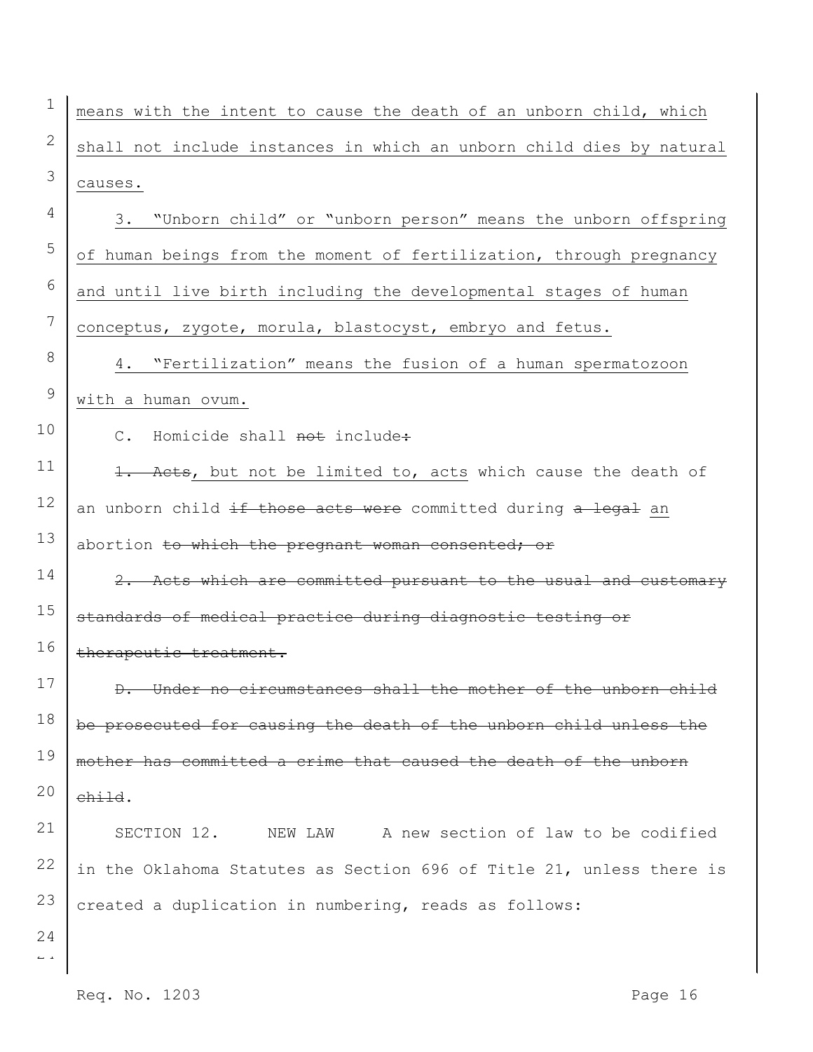means with the intent to cause the death of an unborn child, which shall not include instances in which an unborn child dies by natural causes.

3. "Unborn child" or "unborn person" means the unborn offspring of human beings from the moment of fertilization, through pregnancy and until live birth including the developmental stages of human conceptus, zygote, morula, blastocyst, embryo and fetus.

4. "Fertilization" means the fusion of a human spermatozoon with a human ovum.

C. Homicide shall ~~not~~ include~~:~~

~~1. Acts~~, but not be limited to, acts which cause the death of an unborn child ~~if those acts were~~ committed during ~~a legal~~ an abortion ~~to which the pregnant woman consented; or~~

~~2. Acts which are committed pursuant to the usual and customary standards of medical practice during diagnostic testing or therapeutic treatment.~~

~~D. Under no circumstances shall the mother of the unborn child be prosecuted for causing the death of the unborn child unless the mother has committed a crime that caused the death of the unborn child~~.

SECTION 12. NEW LAW A new section of law to be codified in the Oklahoma Statutes as Section 696 of Title 21, unless there is created a duplication in numbering, reads as follows: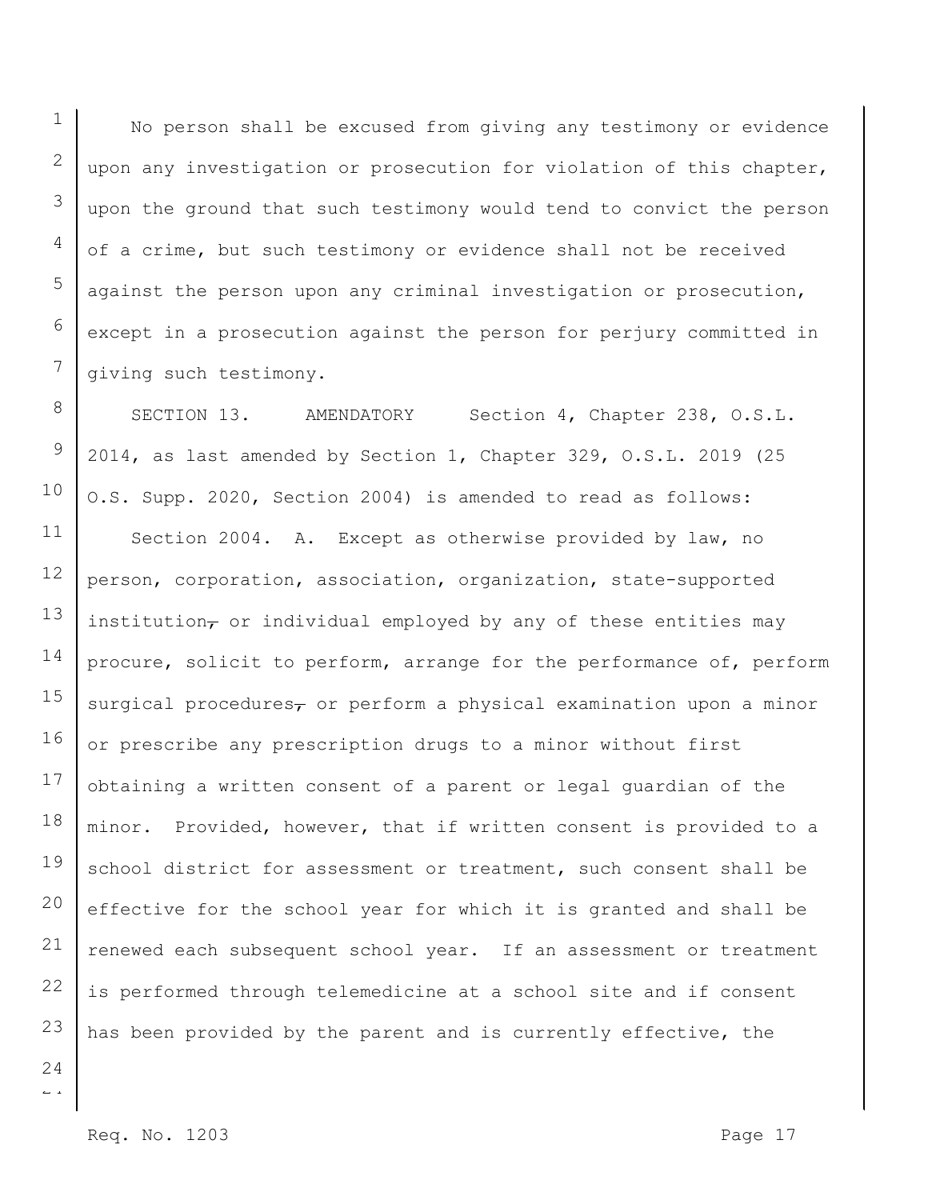No person shall be excused from giving any testimony or evidence upon any investigation or prosecution for violation of this chapter, upon the ground that such testimony would tend to convict the person of a crime, but such testimony or evidence shall not be received against the person upon any criminal investigation or prosecution, except in a prosecution against the person for perjury committed in giving such testimony.

SECTION 13. AMENDATORY Section 4, Chapter 238, O.S.L. 2014, as last amended by Section 1, Chapter 329, O.S.L. 2019 (25 O.S. Supp. 2020, Section 2004) is amended to read as follows:

Section 2004. A. Except as otherwise provided by law, no person, corporation, association, organization, state-supported institution~~,~~ or individual employed by any of these entities may procure, solicit to perform, arrange for the performance of, perform surgical procedures~~,~~ or perform a physical examination upon a minor or prescribe any prescription drugs to a minor without first obtaining a written consent of a parent or legal guardian of the minor. Provided, however, that if written consent is provided to a school district for assessment or treatment, such consent shall be effective for the school year for which it is granted and shall be renewed each subsequent school year. If an assessment or treatment is performed through telemedicine at a school site and if consent has been provided by the parent and is currently effective, the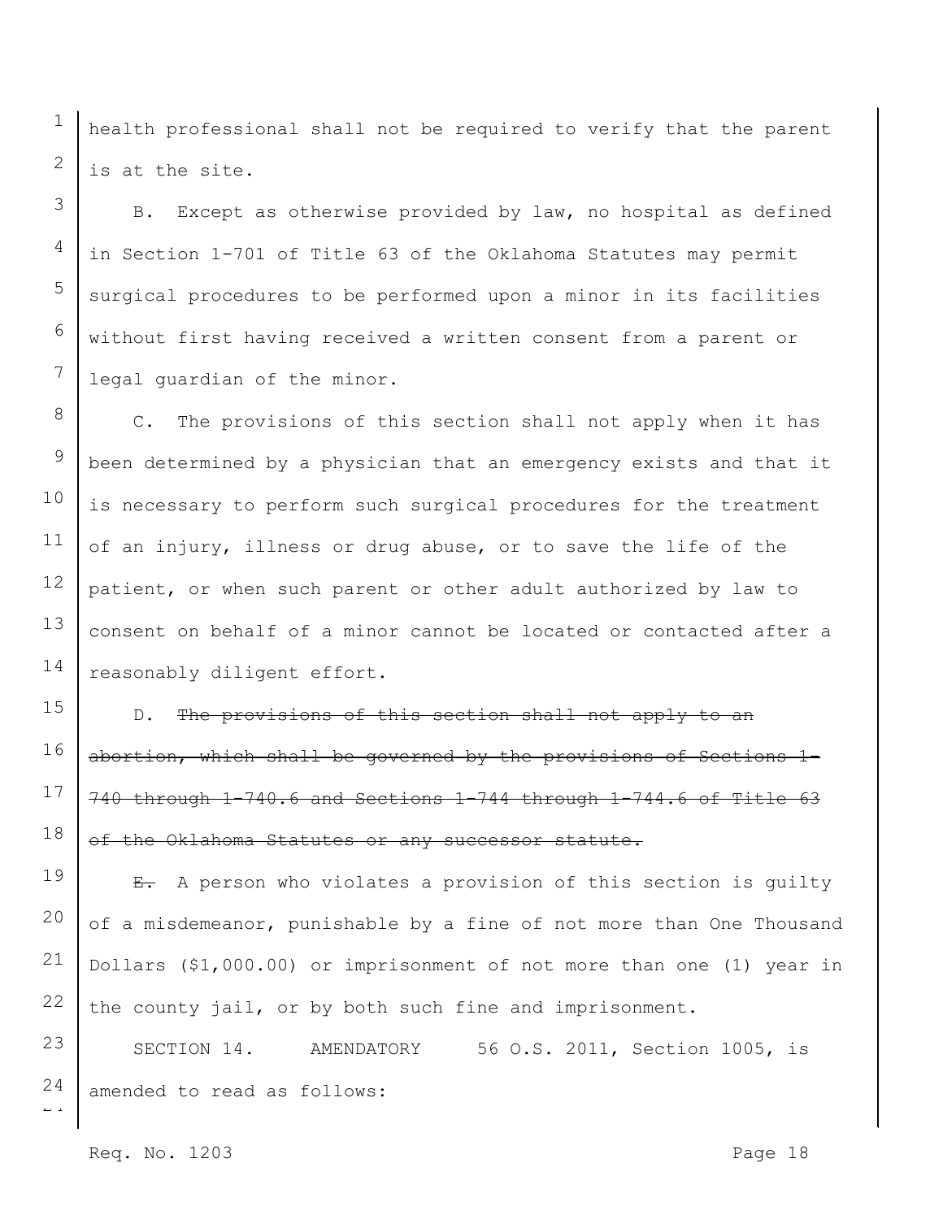health professional shall not be required to verify that the parent is at the site.

B. Except as otherwise provided by law, no hospital as defined in Section 1-701 of Title 63 of the Oklahoma Statutes may permit surgical procedures to be performed upon a minor in its facilities without first having received a written consent from a parent or legal guardian of the minor.

C. The provisions of this section shall not apply when it has been determined by a physician that an emergency exists and that it is necessary to perform such surgical procedures for the treatment of an injury, illness or drug abuse, or to save the life of the patient, or when such parent or other adult authorized by law to consent on behalf of a minor cannot be located or contacted after a reasonably diligent effort.

D. ~~The provisions of this section shall not apply to an abortion, which shall be governed by the provisions of Sections 1-740 through 1-740.6 and Sections 1-744 through 1-744.6 of Title 63 of the Oklahoma Statutes or any successor statute.~~

~~E.~~ A person who violates a provision of this section is guilty of a misdemeanor, punishable by a fine of not more than One Thousand Dollars ($1,000.00) or imprisonment of not more than one (1) year in the county jail, or by both such fine and imprisonment.

SECTION 14. AMENDATORY 56 O.S. 2011, Section 1005, is amended to read as follows: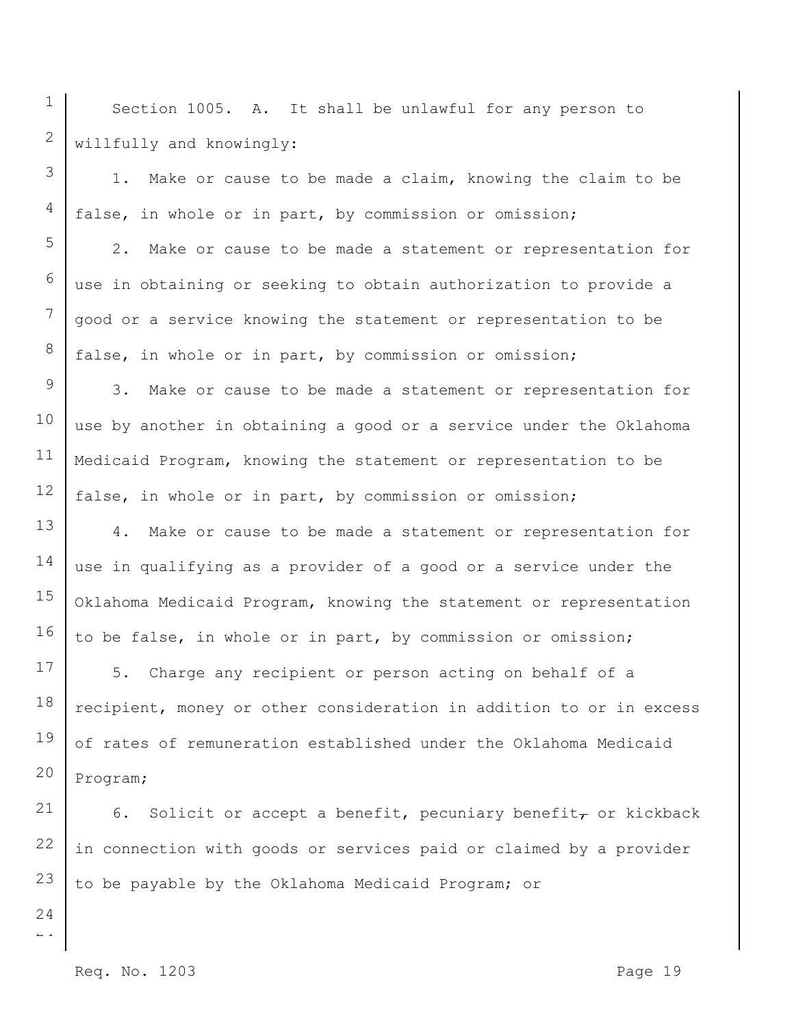Section 1005. A. It shall be unlawful for any person to willfully and knowingly:

1. Make or cause to be made a claim, knowing the claim to be false, in whole or in part, by commission or omission;

2. Make or cause to be made a statement or representation for use in obtaining or seeking to obtain authorization to provide a good or a service knowing the statement or representation to be false, in whole or in part, by commission or omission;

3. Make or cause to be made a statement or representation for use by another in obtaining a good or a service under the Oklahoma Medicaid Program, knowing the statement or representation to be false, in whole or in part, by commission or omission;

4. Make or cause to be made a statement or representation for use in qualifying as a provider of a good or a service under the Oklahoma Medicaid Program, knowing the statement or representation to be false, in whole or in part, by commission or omission;

5. Charge any recipient or person acting on behalf of a recipient, money or other consideration in addition to or in excess of rates of remuneration established under the Oklahoma Medicaid Program;

6. Solicit or accept a benefit, pecuniary benefit, or kickback in connection with goods or services paid or claimed by a provider to be payable by the Oklahoma Medicaid Program; or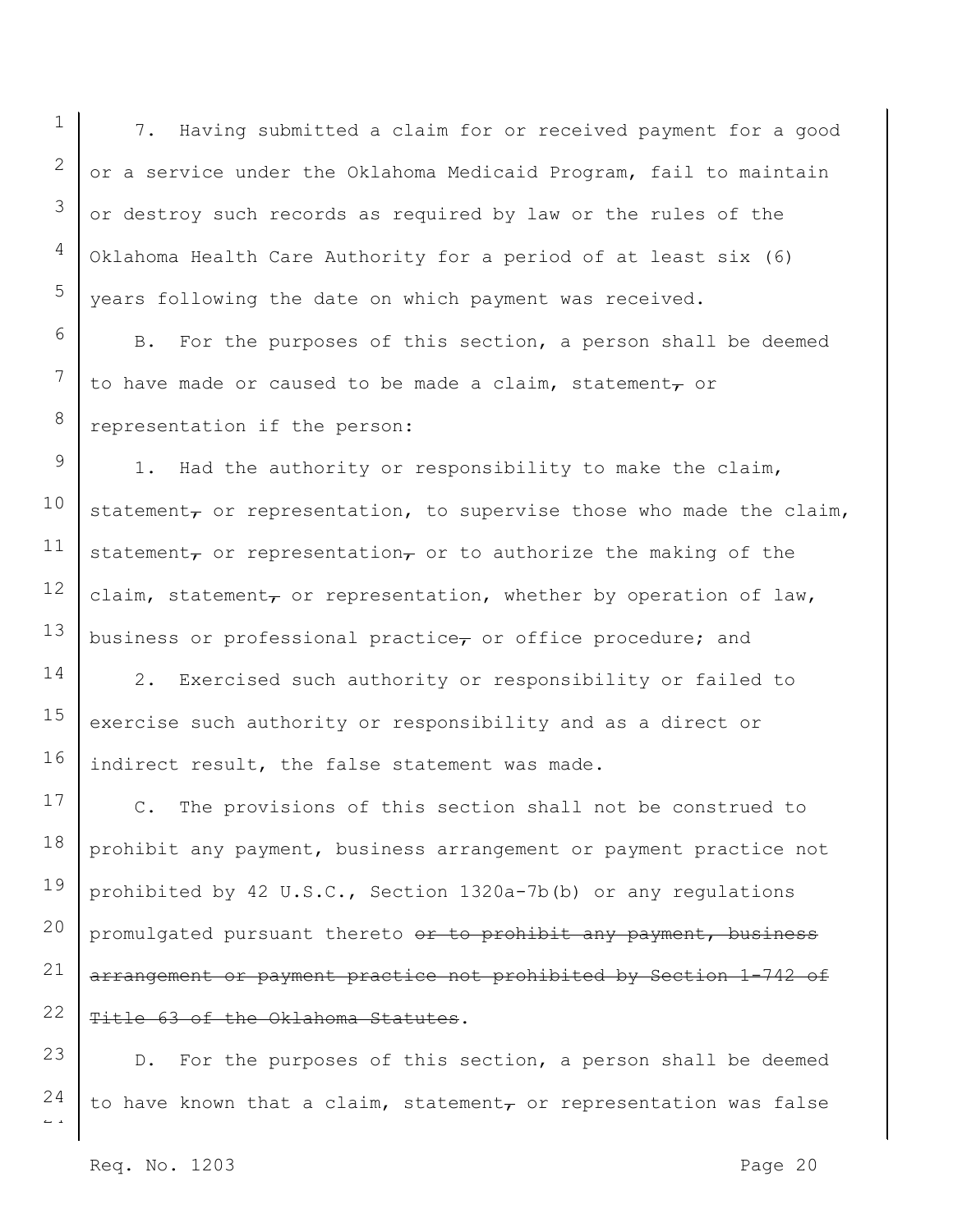7. Having submitted a claim for or received payment for a good or a service under the Oklahoma Medicaid Program, fail to maintain or destroy such records as required by law or the rules of the Oklahoma Health Care Authority for a period of at least six (6) years following the date on which payment was received.

B. For the purposes of this section, a person shall be deemed to have made or caused to be made a claim, statement~~,~~ or representation if the person:

1. Had the authority or responsibility to make the claim, statement~~,~~ or representation, to supervise those who made the claim, statement~~,~~ or representation~~,~~ or to authorize the making of the claim, statement~~,~~ or representation, whether by operation of law, business or professional practice~~,~~ or office procedure; and

2. Exercised such authority or responsibility or failed to exercise such authority or responsibility and as a direct or indirect result, the false statement was made.

C. The provisions of this section shall not be construed to prohibit any payment, business arrangement or payment practice not prohibited by 42 U.S.C., Section 1320a-7b(b) or any regulations promulgated pursuant thereto ~~or to prohibit any payment, business arrangement or payment practice not prohibited by Section 1-742 of Title 63 of the Oklahoma Statutes~~.

D. For the purposes of this section, a person shall be deemed to have known that a claim, statement~~,~~ or representation was false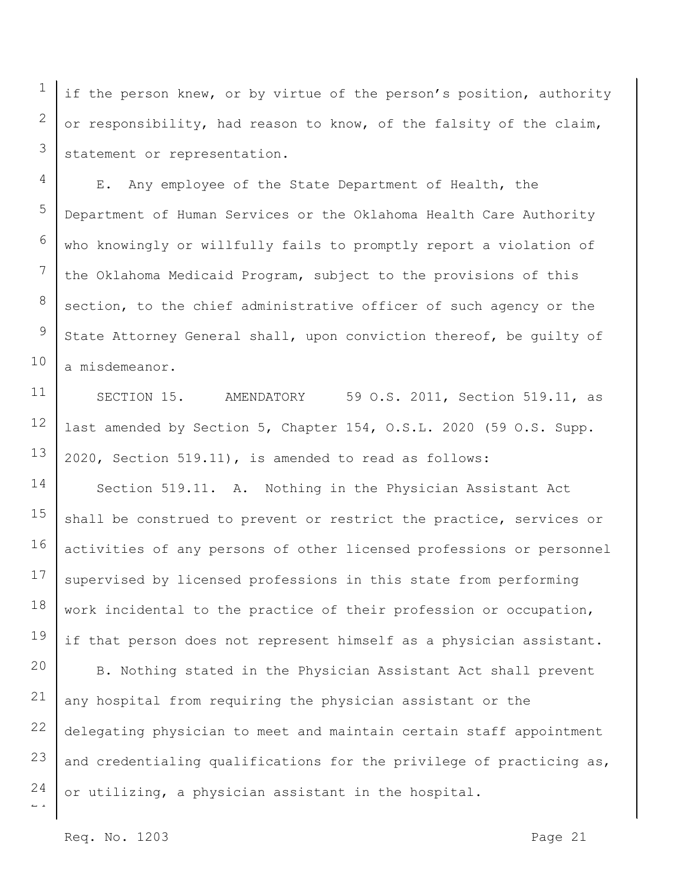if the person knew, or by virtue of the person's position, authority or responsibility, had reason to know, of the falsity of the claim, statement or representation.

E. Any employee of the State Department of Health, the Department of Human Services or the Oklahoma Health Care Authority who knowingly or willfully fails to promptly report a violation of the Oklahoma Medicaid Program, subject to the provisions of this section, to the chief administrative officer of such agency or the State Attorney General shall, upon conviction thereof, be guilty of a misdemeanor.

SECTION 15. AMENDATORY 59 O.S. 2011, Section 519.11, as last amended by Section 5, Chapter 154, O.S.L. 2020 (59 O.S. Supp. 2020, Section 519.11), is amended to read as follows:

Section 519.11. A. Nothing in the Physician Assistant Act shall be construed to prevent or restrict the practice, services or activities of any persons of other licensed professions or personnel supervised by licensed professions in this state from performing work incidental to the practice of their profession or occupation, if that person does not represent himself as a physician assistant.

B. Nothing stated in the Physician Assistant Act shall prevent any hospital from requiring the physician assistant or the delegating physician to meet and maintain certain staff appointment and credentialing qualifications for the privilege of practicing as, or utilizing, a physician assistant in the hospital.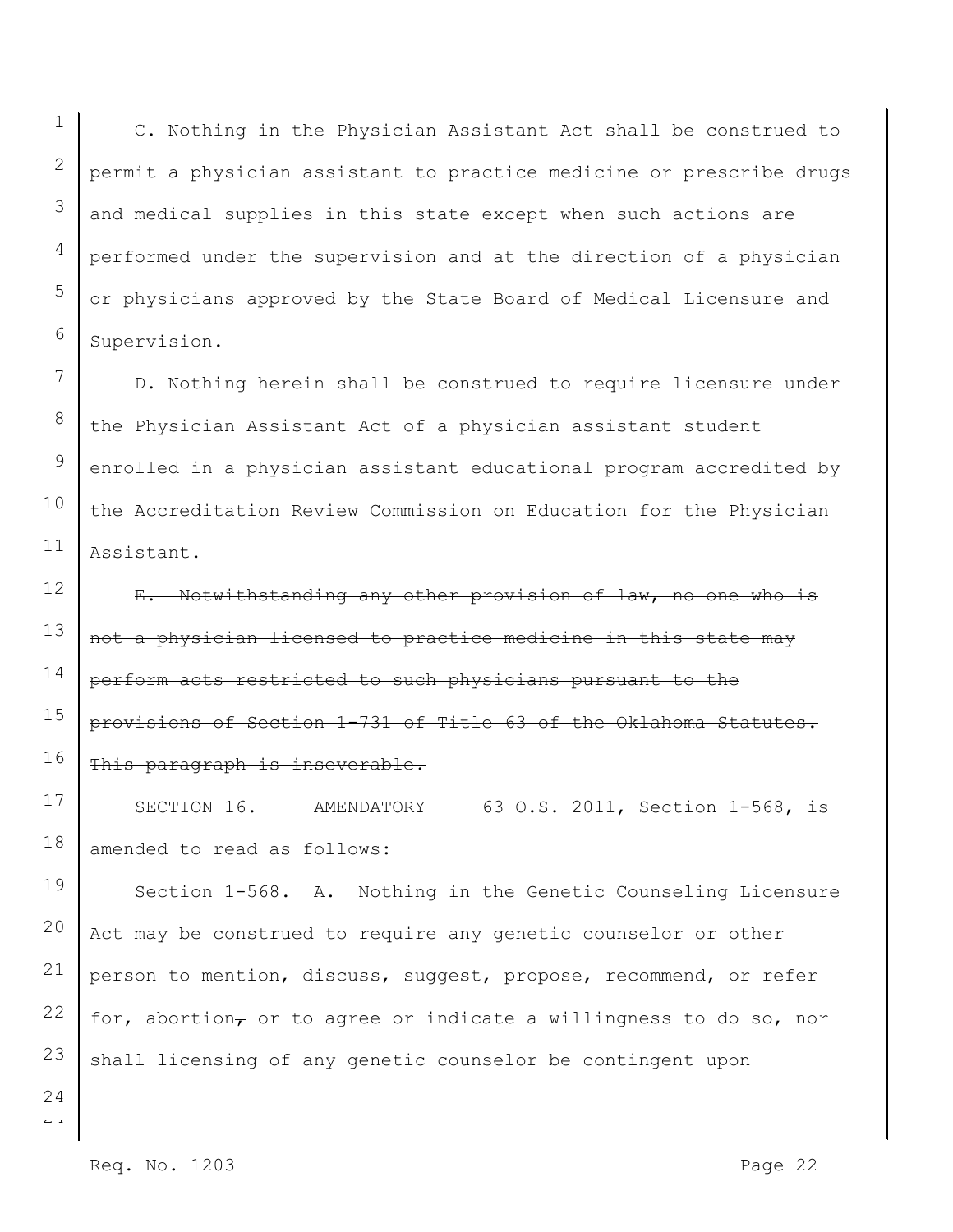C. Nothing in the Physician Assistant Act shall be construed to permit a physician assistant to practice medicine or prescribe drugs and medical supplies in this state except when such actions are performed under the supervision and at the direction of a physician or physicians approved by the State Board of Medical Licensure and Supervision.

D. Nothing herein shall be construed to require licensure under the Physician Assistant Act of a physician assistant student enrolled in a physician assistant educational program accredited by the Accreditation Review Commission on Education for the Physician Assistant.

~~E. Notwithstanding any other provision of law, no one who is not a physician licensed to practice medicine in this state may perform acts restricted to such physicians pursuant to the provisions of Section 1-731 of Title 63 of the Oklahoma Statutes. This paragraph is inseverable.~~

SECTION 16. AMENDATORY 63 O.S. 2011, Section 1-568, is amended to read as follows:

Section 1-568. A. Nothing in the Genetic Counseling Licensure Act may be construed to require any genetic counselor or other person to mention, discuss, suggest, propose, recommend, or refer for, abortion~~,~~ or to agree or indicate a willingness to do so, nor shall licensing of any genetic counselor be contingent upon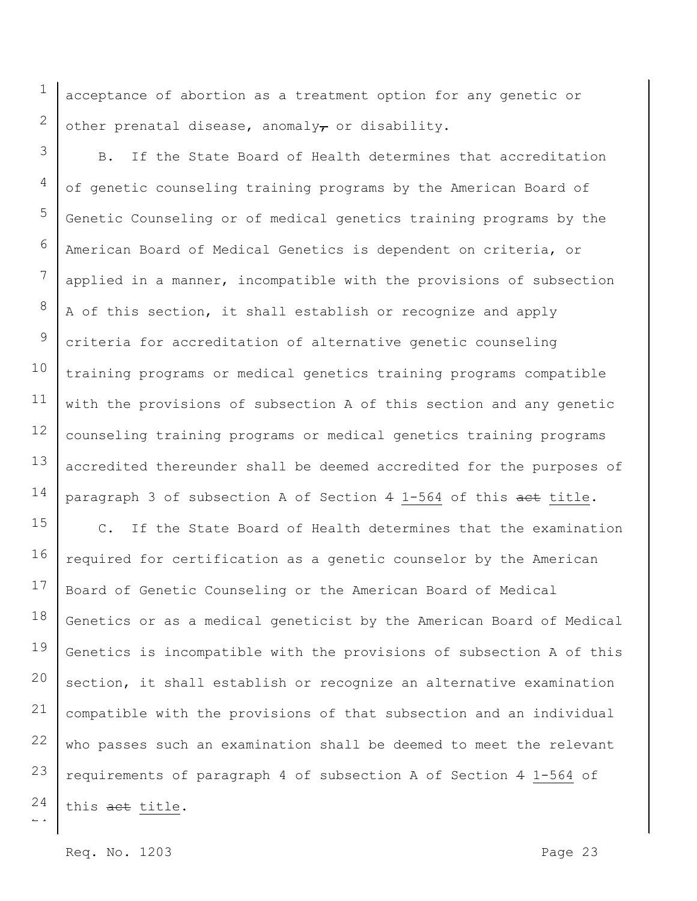acceptance of abortion as a treatment option for any genetic or other prenatal disease, anomaly~~,~~ or disability.

B. If the State Board of Health determines that accreditation of genetic counseling training programs by the American Board of Genetic Counseling or of medical genetics training programs by the American Board of Medical Genetics is dependent on criteria, or applied in a manner, incompatible with the provisions of subsection A of this section, it shall establish or recognize and apply criteria for accreditation of alternative genetic counseling training programs or medical genetics training programs compatible with the provisions of subsection A of this section and any genetic counseling training programs or medical genetics training programs accredited thereunder shall be deemed accredited for the purposes of paragraph 3 of subsection A of Section ~~4~~ <u>1-564</u> of this ~~act~~ <u>title</u>.

C. If the State Board of Health determines that the examination required for certification as a genetic counselor by the American Board of Genetic Counseling or the American Board of Medical Genetics or as a medical geneticist by the American Board of Medical Genetics is incompatible with the provisions of subsection A of this section, it shall establish or recognize an alternative examination compatible with the provisions of that subsection and an individual who passes such an examination shall be deemed to meet the relevant requirements of paragraph 4 of subsection A of Section ~~4~~ <u>1-564</u> of this ~~act~~ <u>title</u>.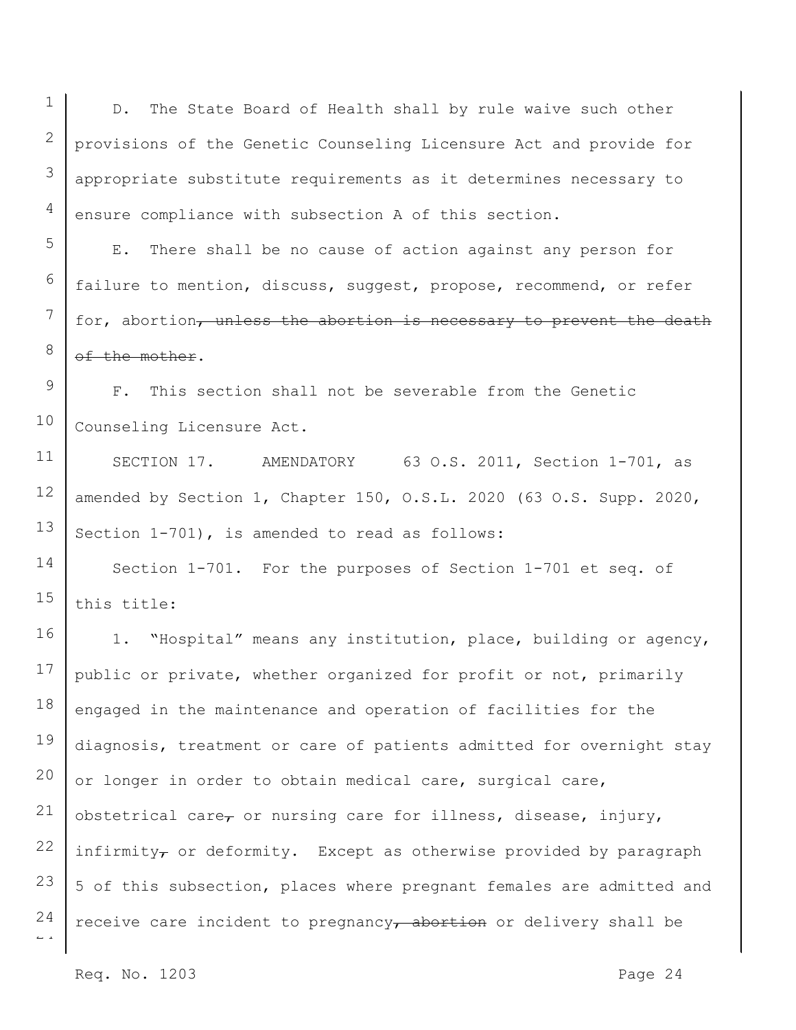D. The State Board of Health shall by rule waive such other provisions of the Genetic Counseling Licensure Act and provide for appropriate substitute requirements as it determines necessary to ensure compliance with subsection A of this section.

E. There shall be no cause of action against any person for failure to mention, discuss, suggest, propose, recommend, or refer for, abortion~~, unless the abortion is necessary to prevent the death of the mother~~.

F. This section shall not be severable from the Genetic Counseling Licensure Act.

SECTION 17. AMENDATORY 63 O.S. 2011, Section 1-701, as amended by Section 1, Chapter 150, O.S.L. 2020 (63 O.S. Supp. 2020, Section 1-701), is amended to read as follows:

Section 1-701. For the purposes of Section 1-701 et seq. of this title:

1. "Hospital" means any institution, place, building or agency, public or private, whether organized for profit or not, primarily engaged in the maintenance and operation of facilities for the diagnosis, treatment or care of patients admitted for overnight stay or longer in order to obtain medical care, surgical care, obstetrical care~~,~~ or nursing care for illness, disease, injury, infirmity~~,~~ or deformity. Except as otherwise provided by paragraph 5 of this subsection, places where pregnant females are admitted and receive care incident to pregnancy~~, abortion~~ or delivery shall be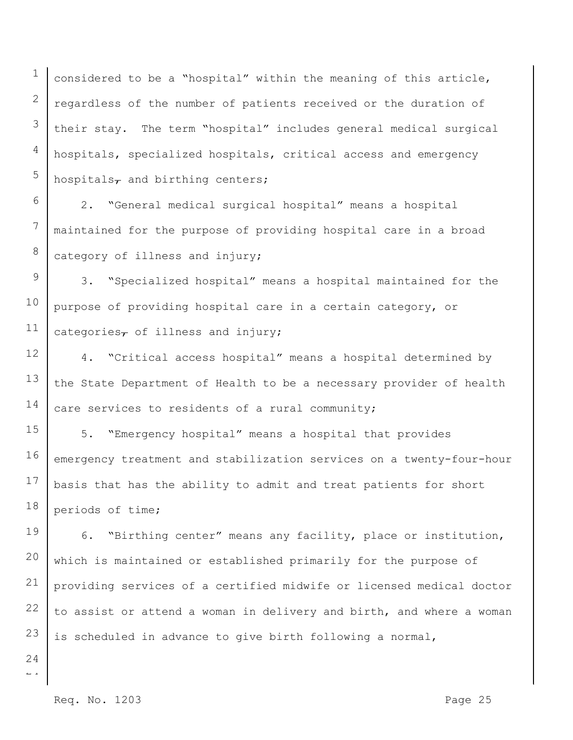considered to be a "hospital" within the meaning of this article, regardless of the number of patients received or the duration of their stay. The term "hospital" includes general medical surgical hospitals, specialized hospitals, critical access and emergency hospitals~~,~~ and birthing centers;

2. "General medical surgical hospital" means a hospital maintained for the purpose of providing hospital care in a broad category of illness and injury;

3. "Specialized hospital" means a hospital maintained for the purpose of providing hospital care in a certain category, or categories~~,~~ of illness and injury;

4. "Critical access hospital" means a hospital determined by the State Department of Health to be a necessary provider of health care services to residents of a rural community;

5. "Emergency hospital" means a hospital that provides emergency treatment and stabilization services on a twenty-four-hour basis that has the ability to admit and treat patients for short periods of time;

6. "Birthing center" means any facility, place or institution, which is maintained or established primarily for the purpose of providing services of a certified midwife or licensed medical doctor to assist or attend a woman in delivery and birth, and where a woman is scheduled in advance to give birth following a normal,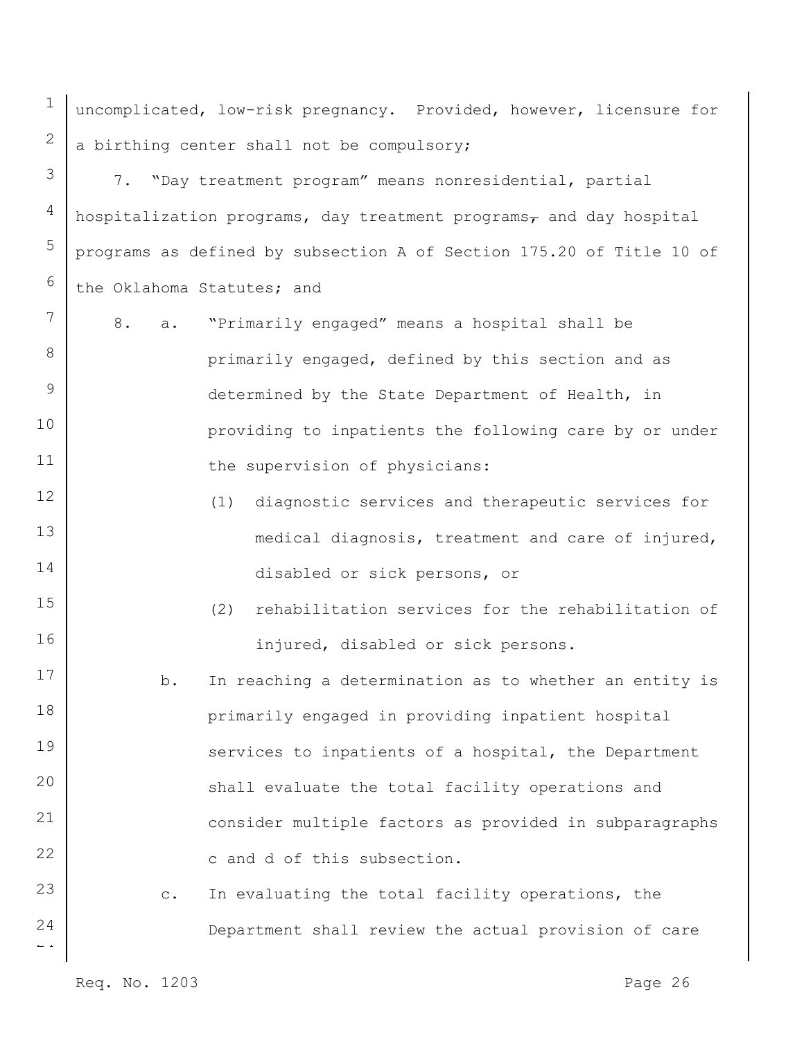uncomplicated, low-risk pregnancy. Provided, however, licensure for a birthing center shall not be compulsory;

7. "Day treatment program" means nonresidential, partial hospitalization programs, day treatment programs, and day hospital programs as defined by subsection A of Section 175.20 of Title 10 of the Oklahoma Statutes; and

8. a. "Primarily engaged" means a hospital shall be primarily engaged, defined by this section and as determined by the State Department of Health, in providing to inpatients the following care by or under the supervision of physicians:

   (1) diagnostic services and therapeutic services for medical diagnosis, treatment and care of injured, disabled or sick persons, or

   (2) rehabilitation services for the rehabilitation of injured, disabled or sick persons.

   b. In reaching a determination as to whether an entity is primarily engaged in providing inpatient hospital services to inpatients of a hospital, the Department shall evaluate the total facility operations and consider multiple factors as provided in subparagraphs c and d of this subsection.

   c. In evaluating the total facility operations, the Department shall review the actual provision of care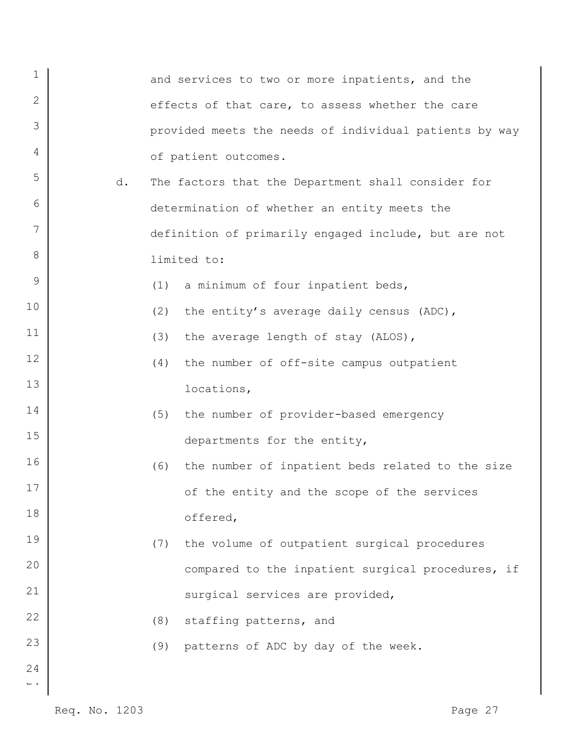and services to two or more inpatients, and the effects of that care, to assess whether the care provided meets the needs of individual patients by way of patient outcomes.

d. The factors that the Department shall consider for determination of whether an entity meets the definition of primarily engaged include, but are not limited to:

(1) a minimum of four inpatient beds,

(2) the entity's average daily census (ADC),

(3) the average length of stay (ALOS),

(4) the number of off-site campus outpatient locations,

(5) the number of provider-based emergency departments for the entity,

(6) the number of inpatient beds related to the size of the entity and the scope of the services offered,

(7) the volume of outpatient surgical procedures compared to the inpatient surgical procedures, if surgical services are provided,

(8) staffing patterns, and

(9) patterns of ADC by day of the week.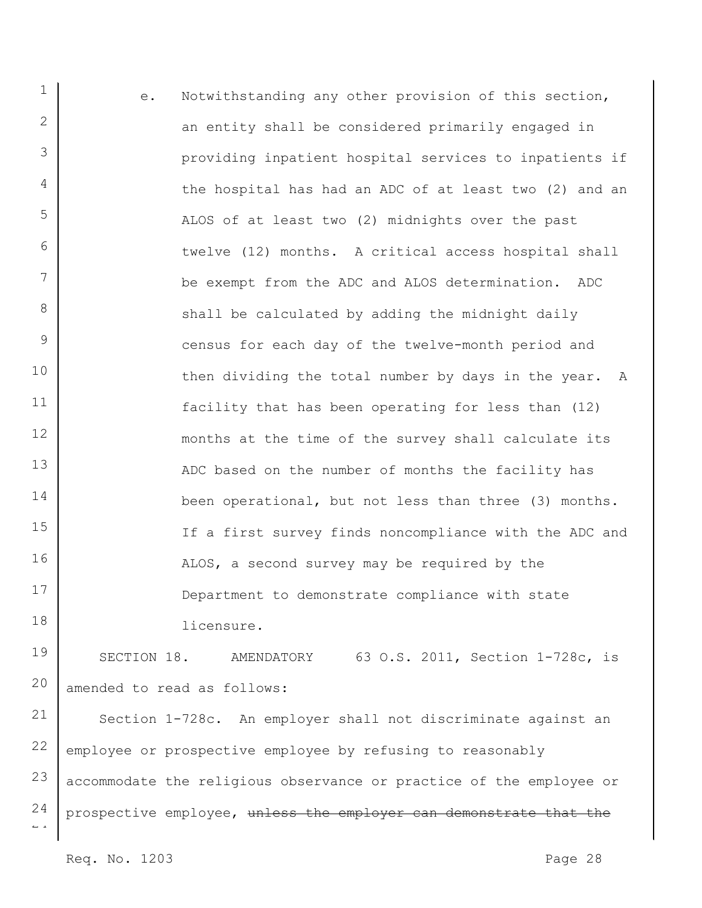e. Notwithstanding any other provision of this section, an entity shall be considered primarily engaged in providing inpatient hospital services to inpatients if the hospital has had an ADC of at least two (2) and an ALOS of at least two (2) midnights over the past twelve (12) months. A critical access hospital shall be exempt from the ADC and ALOS determination. ADC shall be calculated by adding the midnight daily census for each day of the twelve-month period and then dividing the total number by days in the year. A facility that has been operating for less than (12) months at the time of the survey shall calculate its ADC based on the number of months the facility has been operational, but not less than three (3) months. If a first survey finds noncompliance with the ADC and ALOS, a second survey may be required by the Department to demonstrate compliance with state licensure.

SECTION 18. AMENDATORY 63 O.S. 2011, Section 1-728c, is amended to read as follows:

Section 1-728c. An employer shall not discriminate against an employee or prospective employee by refusing to reasonably accommodate the religious observance or practice of the employee or prospective employee, ~~unless the employer can demonstrate that the~~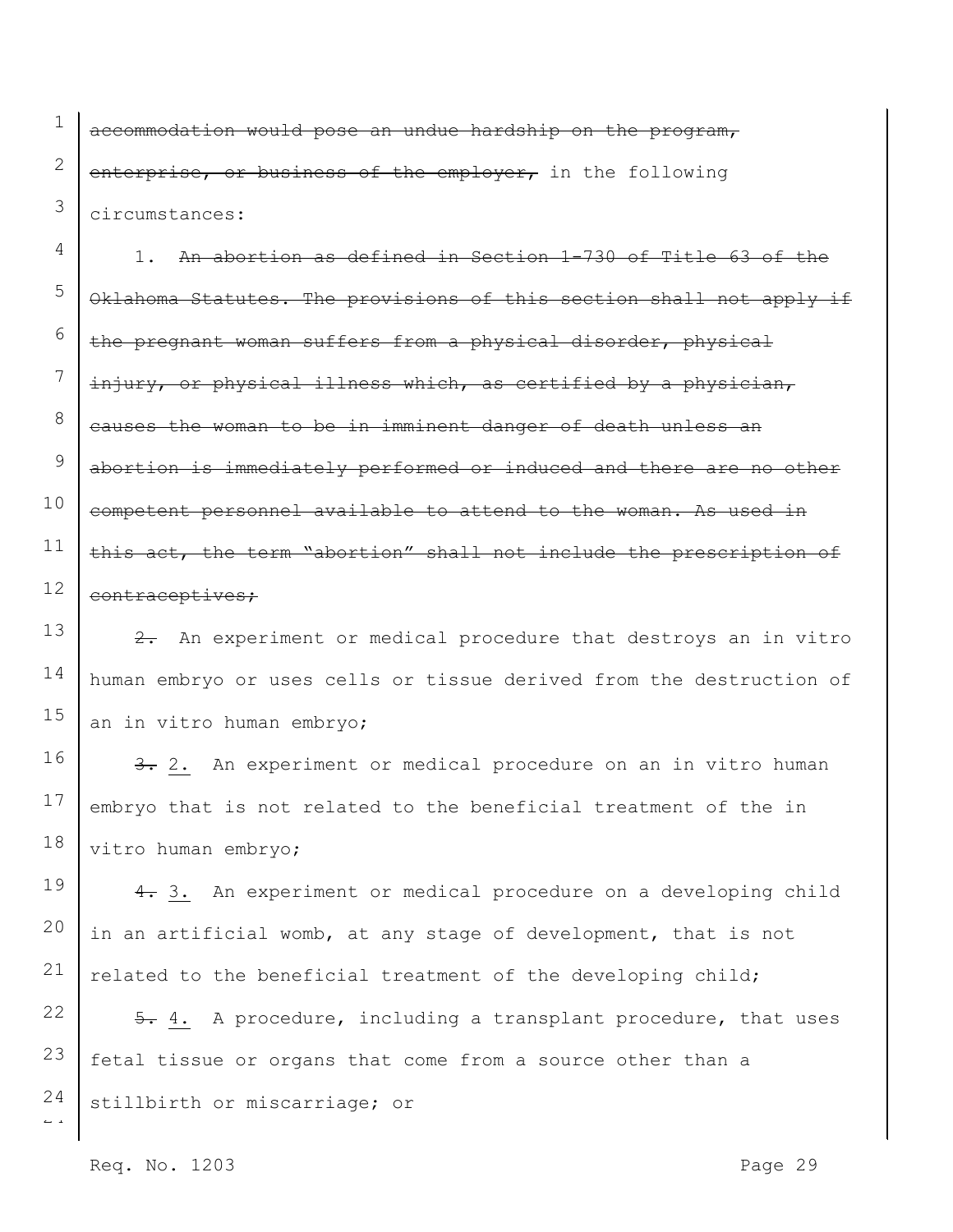~~accommodation would pose an undue hardship on the program, enterprise, or business of the employer,~~ in the following circumstances:

1. ~~An abortion as defined in Section 1-730 of Title 63 of the Oklahoma Statutes. The provisions of this section shall not apply if the pregnant woman suffers from a physical disorder, physical injury, or physical illness which, as certified by a physician, causes the woman to be in imminent danger of death unless an abortion is immediately performed or induced and there are no other competent personnel available to attend to the woman. As used in this act, the term "abortion" shall not include the prescription of contraceptives;~~

~~2.~~ An experiment or medical procedure that destroys an in vitro human embryo or uses cells or tissue derived from the destruction of an in vitro human embryo;

~~3.~~ <u>2.</u> An experiment or medical procedure on an in vitro human embryo that is not related to the beneficial treatment of the in vitro human embryo;

~~4.~~ <u>3.</u> An experiment or medical procedure on a developing child in an artificial womb, at any stage of development, that is not related to the beneficial treatment of the developing child;

~~5.~~ <u>4.</u> A procedure, including a transplant procedure, that uses fetal tissue or organs that come from a source other than a stillbirth or miscarriage; or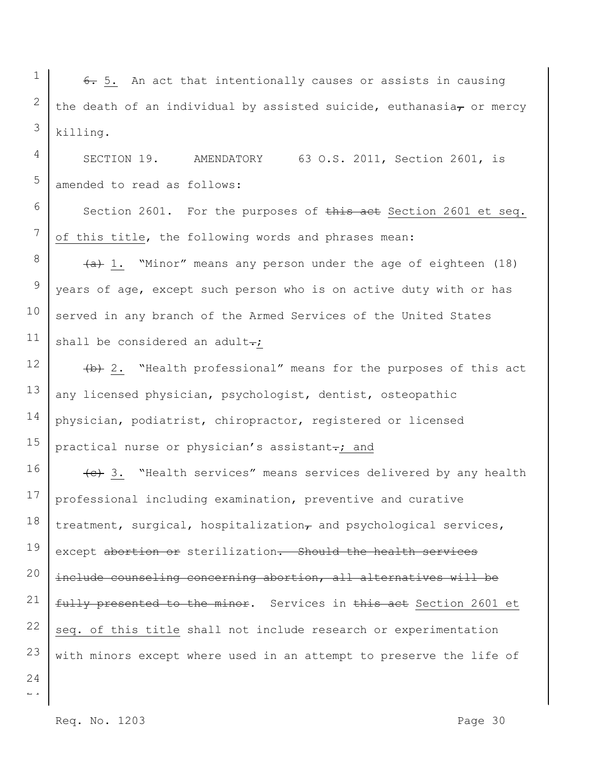~~6.~~ 5. An act that intentionally causes or assists in causing the death of an individual by assisted suicide, euthanasia~~,~~ or mercy killing.

SECTION 19. AMENDATORY 63 O.S. 2011, Section 2601, is amended to read as follows:

Section 2601. For the purposes of ~~this act~~ Section 2601 et seq. of this title, the following words and phrases mean:

~~(a)~~ 1. "Minor" means any person under the age of eighteen (18) years of age, except such person who is on active duty with or has served in any branch of the Armed Services of the United States shall be considered an adult~~.~~;

~~(b)~~ 2. "Health professional" means for the purposes of this act any licensed physician, psychologist, dentist, osteopathic physician, podiatrist, chiropractor, registered or licensed practical nurse or physician's assistant~~.~~; and

~~(c)~~ 3. "Health services" means services delivered by any health professional including examination, preventive and curative treatment, surgical, hospitalization~~,~~ and psychological services, except ~~abortion or~~ sterilization~~. Should the health services include counseling concerning abortion, all alternatives will be fully presented to the minor~~. Services in ~~this act~~ Section 2601 et seq. of this title shall not include research or experimentation with minors except where used in an attempt to preserve the life of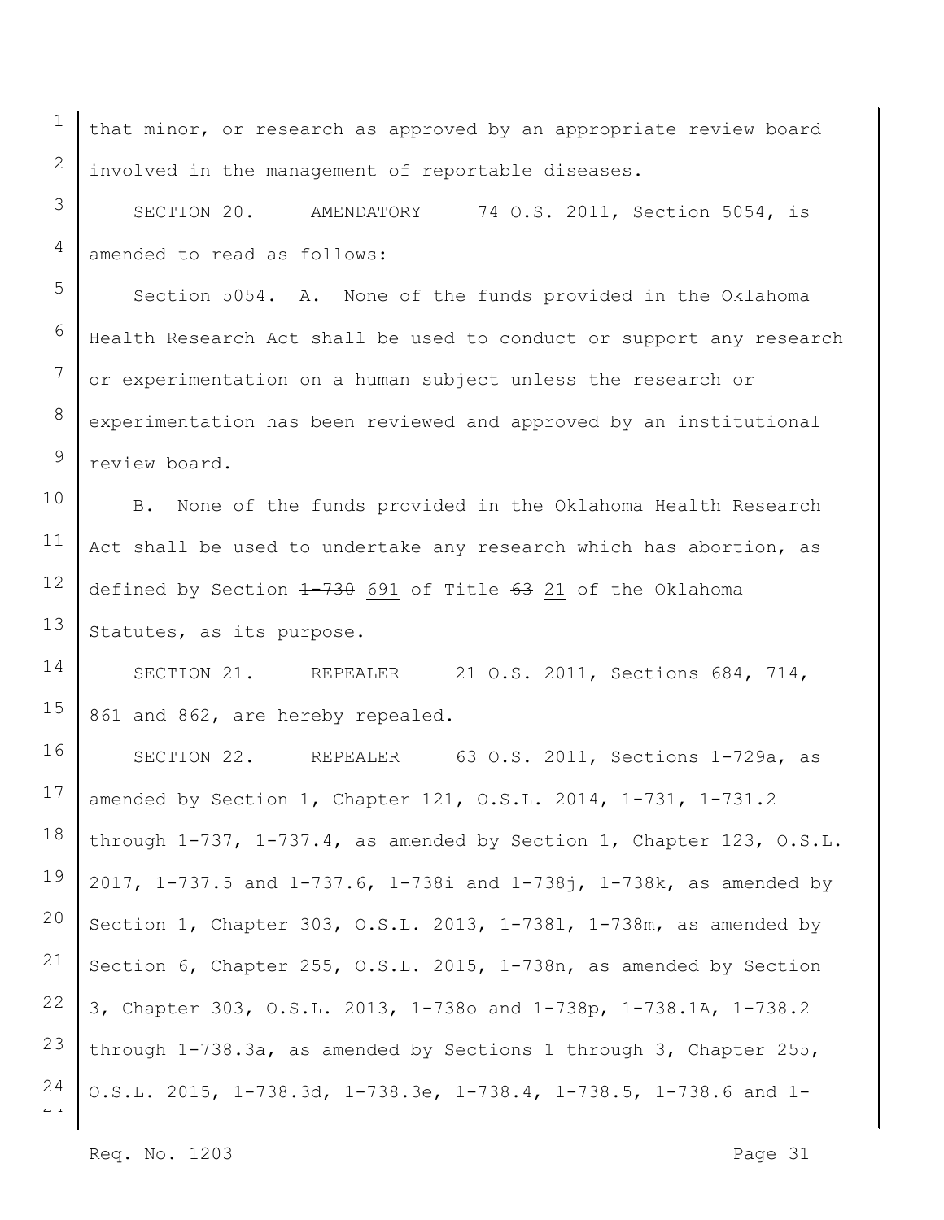that minor, or research as approved by an appropriate review board involved in the management of reportable diseases.

SECTION 20. AMENDATORY 74 O.S. 2011, Section 5054, is amended to read as follows:

Section 5054. A. None of the funds provided in the Oklahoma Health Research Act shall be used to conduct or support any research or experimentation on a human subject unless the research or experimentation has been reviewed and approved by an institutional review board.

B. None of the funds provided in the Oklahoma Health Research Act shall be used to undertake any research which has abortion, as defined by Section ~~1-730~~ <u>691</u> of Title ~~63~~ <u>21</u> of the Oklahoma Statutes, as its purpose.

SECTION 21. REPEALER 21 O.S. 2011, Sections 684, 714, 861 and 862, are hereby repealed.

SECTION 22. REPEALER 63 O.S. 2011, Sections 1-729a, as amended by Section 1, Chapter 121, O.S.L. 2014, 1-731, 1-731.2 through 1-737, 1-737.4, as amended by Section 1, Chapter 123, O.S.L. 2017, 1-737.5 and 1-737.6, 1-738i and 1-738j, 1-738k, as amended by Section 1, Chapter 303, O.S.L. 2013, 1-738l, 1-738m, as amended by Section 6, Chapter 255, O.S.L. 2015, 1-738n, as amended by Section 3, Chapter 303, O.S.L. 2013, 1-738o and 1-738p, 1-738.1A, 1-738.2 through 1-738.3a, as amended by Sections 1 through 3, Chapter 255, O.S.L. 2015, 1-738.3d, 1-738.3e, 1-738.4, 1-738.5, 1-738.6 and 1-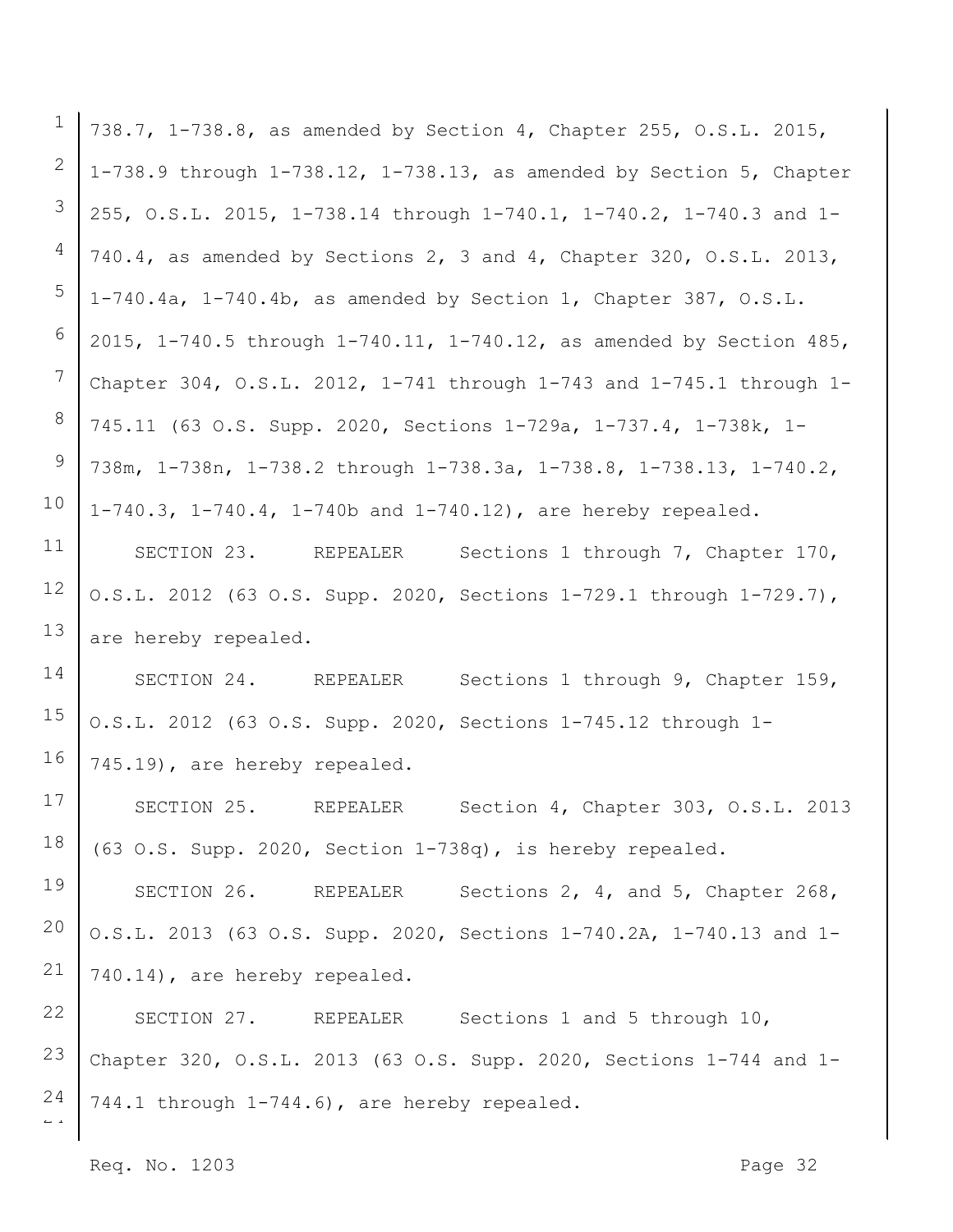738.7, 1-738.8, as amended by Section 4, Chapter 255, O.S.L. 2015, 1-738.9 through 1-738.12, 1-738.13, as amended by Section 5, Chapter 255, O.S.L. 2015, 1-738.14 through 1-740.1, 1-740.2, 1-740.3 and 1-740.4, as amended by Sections 2, 3 and 4, Chapter 320, O.S.L. 2013, 1-740.4a, 1-740.4b, as amended by Section 1, Chapter 387, O.S.L. 2015, 1-740.5 through 1-740.11, 1-740.12, as amended by Section 485, Chapter 304, O.S.L. 2012, 1-741 through 1-743 and 1-745.1 through 1-745.11 (63 O.S. Supp. 2020, Sections 1-729a, 1-737.4, 1-738k, 1-738m, 1-738n, 1-738.2 through 1-738.3a, 1-738.8, 1-738.13, 1-740.2, 1-740.3, 1-740.4, 1-740b and 1-740.12), are hereby repealed.

SECTION 23. REPEALER Sections 1 through 7, Chapter 170, O.S.L. 2012 (63 O.S. Supp. 2020, Sections 1-729.1 through 1-729.7), are hereby repealed.

SECTION 24. REPEALER Sections 1 through 9, Chapter 159, O.S.L. 2012 (63 O.S. Supp. 2020, Sections 1-745.12 through 1-745.19), are hereby repealed.

SECTION 25. REPEALER Section 4, Chapter 303, O.S.L. 2013 (63 O.S. Supp. 2020, Section 1-738q), is hereby repealed.

SECTION 26. REPEALER Sections 2, 4, and 5, Chapter 268, O.S.L. 2013 (63 O.S. Supp. 2020, Sections 1-740.2A, 1-740.13 and 1-740.14), are hereby repealed.

SECTION 27. REPEALER Sections 1 and 5 through 10, Chapter 320, O.S.L. 2013 (63 O.S. Supp. 2020, Sections 1-744 and 1-744.1 through 1-744.6), are hereby repealed.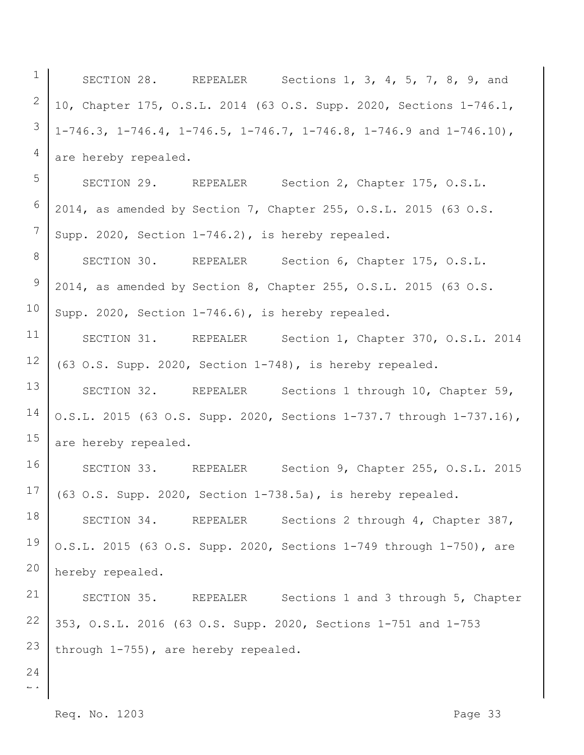SECTION 28. REPEALER Sections 1, 3, 4, 5, 7, 8, 9, and 10, Chapter 175, O.S.L. 2014 (63 O.S. Supp. 2020, Sections 1-746.1, 1-746.3, 1-746.4, 1-746.5, 1-746.7, 1-746.8, 1-746.9 and 1-746.10), are hereby repealed.

SECTION 29. REPEALER Section 2, Chapter 175, O.S.L. 2014, as amended by Section 7, Chapter 255, O.S.L. 2015 (63 O.S. Supp. 2020, Section 1-746.2), is hereby repealed.

SECTION 30. REPEALER Section 6, Chapter 175, O.S.L. 2014, as amended by Section 8, Chapter 255, O.S.L. 2015 (63 O.S. Supp. 2020, Section 1-746.6), is hereby repealed.

SECTION 31. REPEALER Section 1, Chapter 370, O.S.L. 2014 (63 O.S. Supp. 2020, Section 1-748), is hereby repealed.

SECTION 32. REPEALER Sections 1 through 10, Chapter 59, O.S.L. 2015 (63 O.S. Supp. 2020, Sections 1-737.7 through 1-737.16), are hereby repealed.

SECTION 33. REPEALER Section 9, Chapter 255, O.S.L. 2015 (63 O.S. Supp. 2020, Section 1-738.5a), is hereby repealed.

SECTION 34. REPEALER Sections 2 through 4, Chapter 387, O.S.L. 2015 (63 O.S. Supp. 2020, Sections 1-749 through 1-750), are hereby repealed.

SECTION 35. REPEALER Sections 1 and 3 through 5, Chapter 353, O.S.L. 2016 (63 O.S. Supp. 2020, Sections 1-751 and 1-753 through 1-755), are hereby repealed.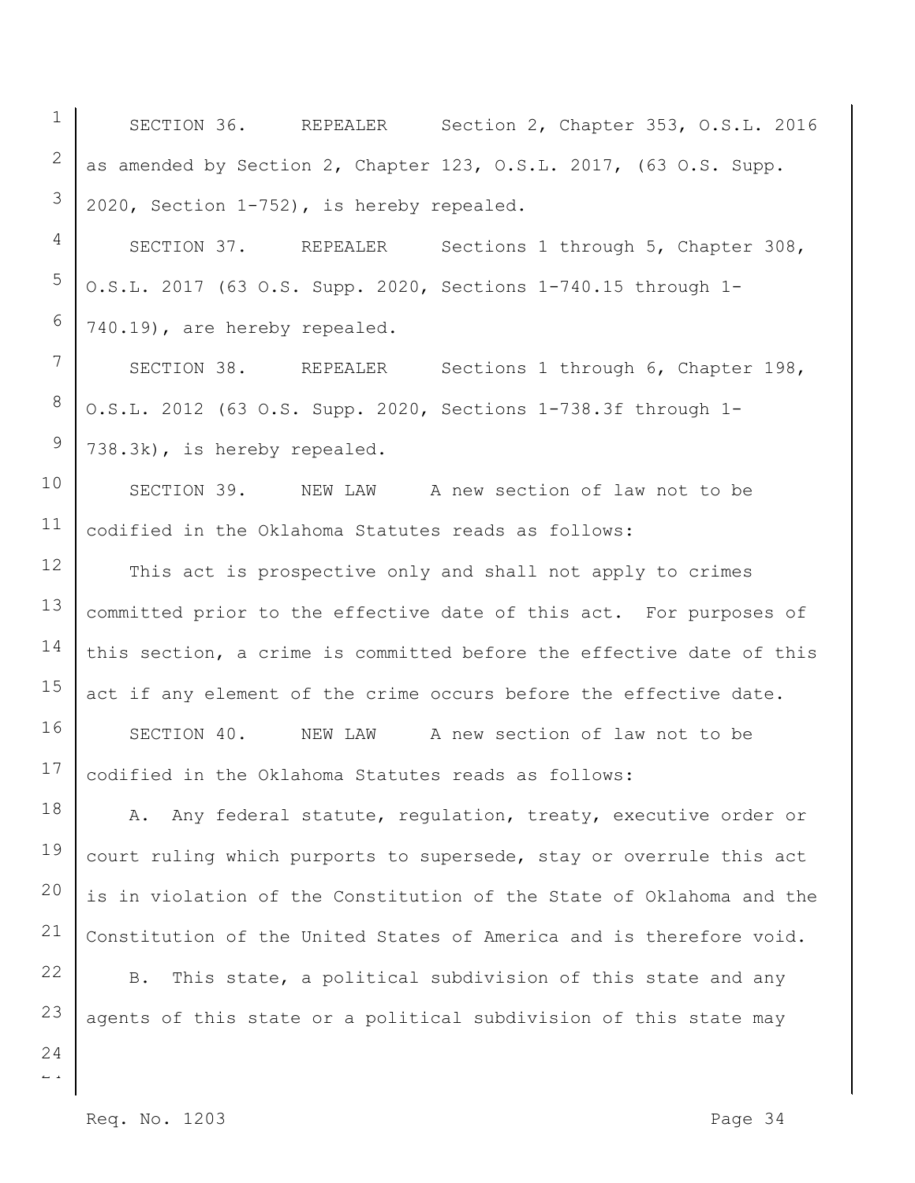SECTION 36. REPEALER Section 2, Chapter 353, O.S.L. 2016 as amended by Section 2, Chapter 123, O.S.L. 2017, (63 O.S. Supp. 2020, Section 1-752), is hereby repealed.

SECTION 37. REPEALER Sections 1 through 5, Chapter 308, O.S.L. 2017 (63 O.S. Supp. 2020, Sections 1-740.15 through 1-740.19), are hereby repealed.

SECTION 38. REPEALER Sections 1 through 6, Chapter 198, O.S.L. 2012 (63 O.S. Supp. 2020, Sections 1-738.3f through 1-738.3k), is hereby repealed.

SECTION 39. NEW LAW A new section of law not to be codified in the Oklahoma Statutes reads as follows:

This act is prospective only and shall not apply to crimes committed prior to the effective date of this act. For purposes of this section, a crime is committed before the effective date of this act if any element of the crime occurs before the effective date.

SECTION 40. NEW LAW A new section of law not to be codified in the Oklahoma Statutes reads as follows:

A. Any federal statute, regulation, treaty, executive order or court ruling which purports to supersede, stay or overrule this act is in violation of the Constitution of the State of Oklahoma and the Constitution of the United States of America and is therefore void.

B. This state, a political subdivision of this state and any agents of this state or a political subdivision of this state may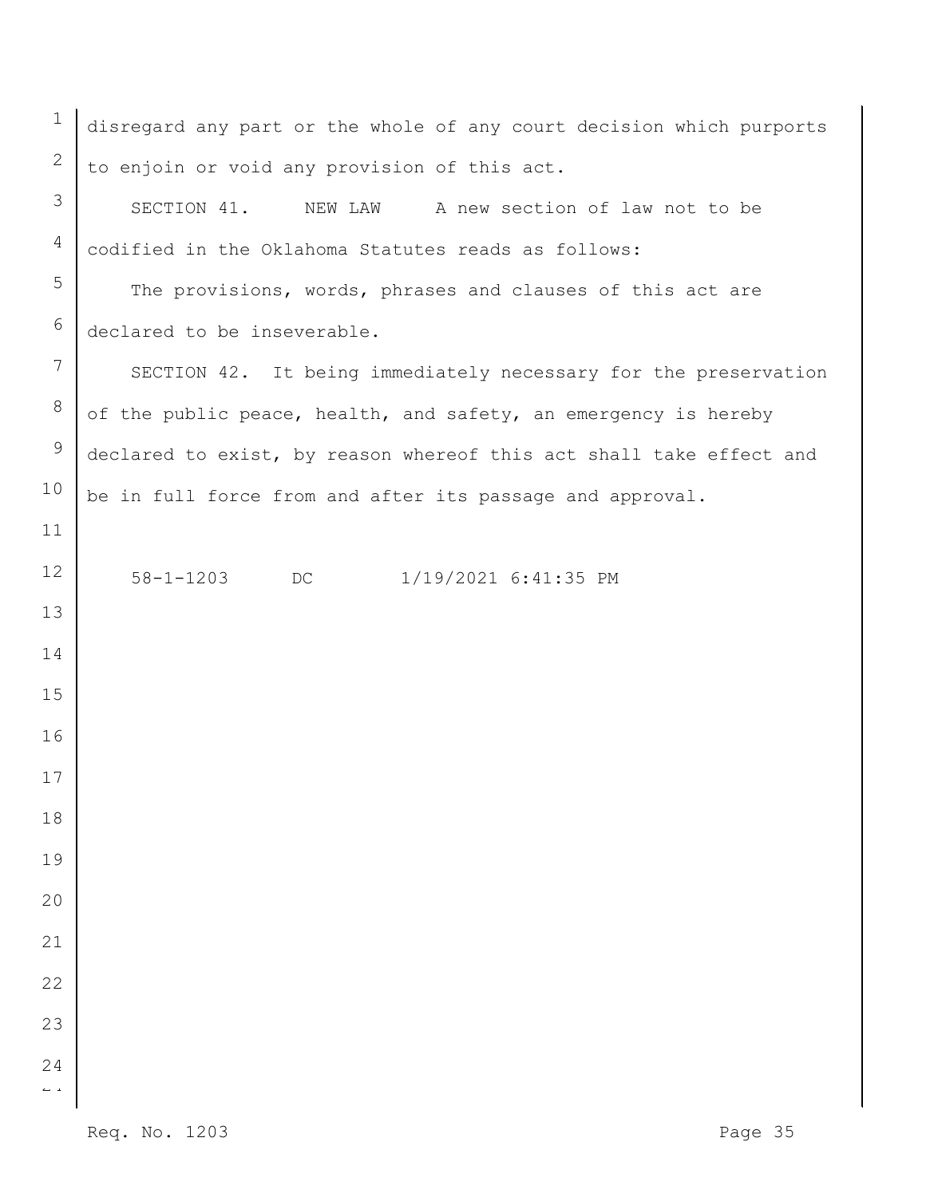disregard any part or the whole of any court decision which purports to enjoin or void any provision of this act.

SECTION 41. NEW LAW A new section of law not to be codified in the Oklahoma Statutes reads as follows:

The provisions, words, phrases and clauses of this act are declared to be inseverable.

SECTION 42. It being immediately necessary for the preservation of the public peace, health, and safety, an emergency is hereby declared to exist, by reason whereof this act shall take effect and be in full force from and after its passage and approval.

58-1-1203 DC 1/19/2021 6:41:35 PM